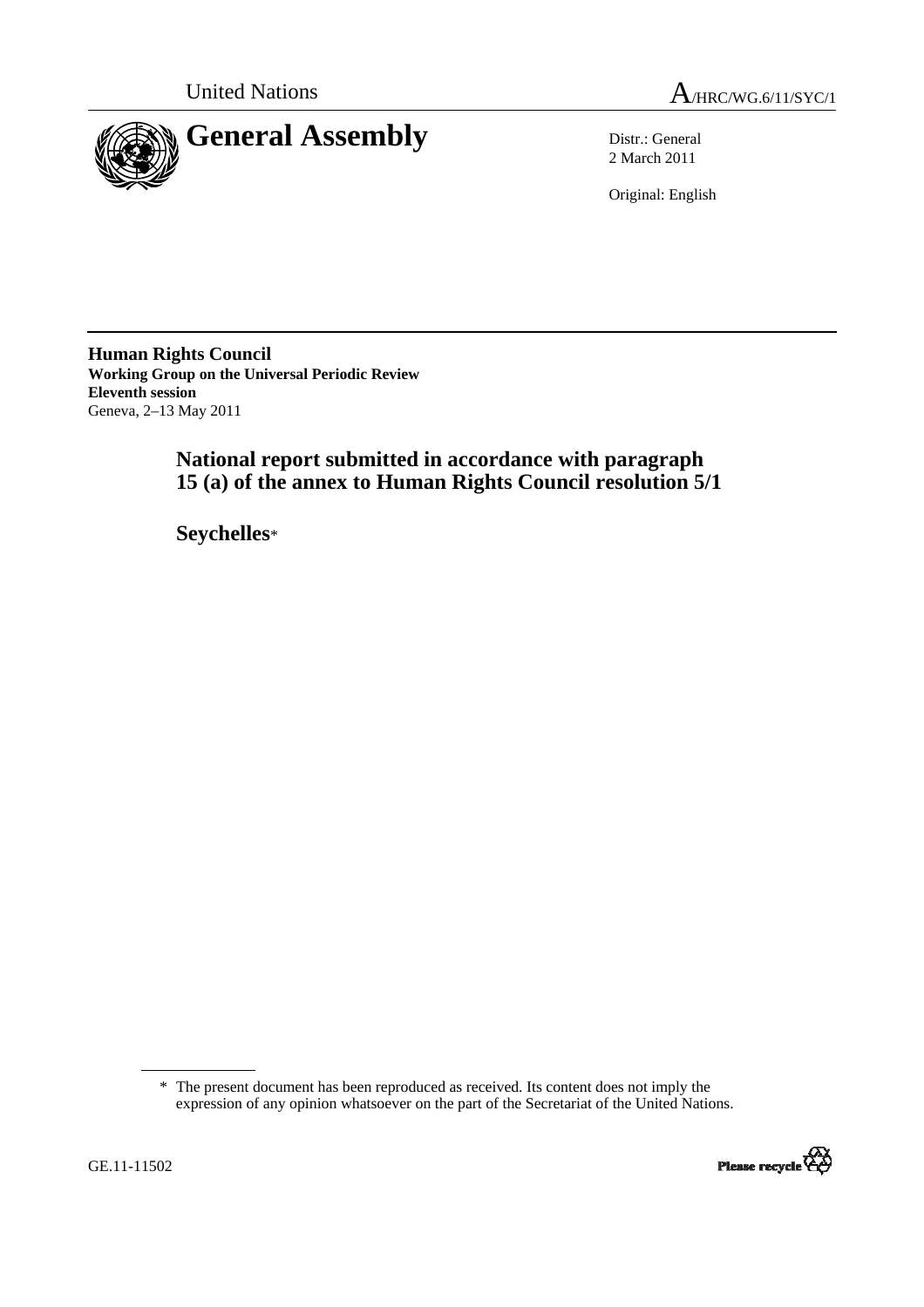United Nations

A/HRC/WG.6/11/SYC/1

# General Assembly

Distr.: General
2 March 2011

Original: English

**Human Rights Council**
**Working Group on the Universal Periodic Review**
**Eleventh session**
Geneva, 2–13 May 2011

## National report submitted in accordance with paragraph 15 (a) of the annex to Human Rights Council resolution 5/1

## Seychelles*

\* The present document has been reproduced as received. Its content does not imply the expression of any opinion whatsoever on the part of the Secretariat of the United Nations.

GE.11-11502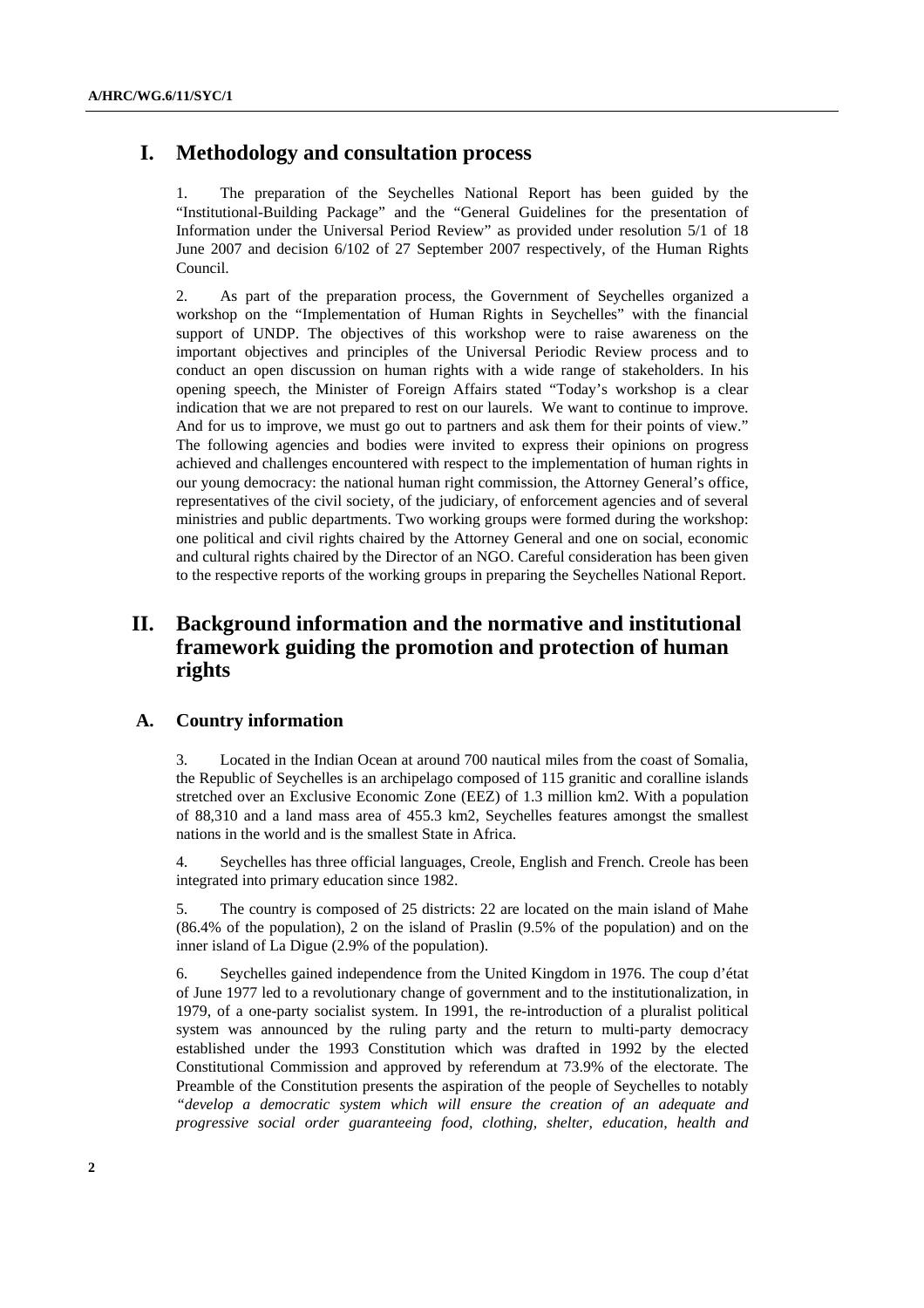# I. Methodology and consultation process

1. The preparation of the Seychelles National Report has been guided by the "Institutional-Building Package" and the "General Guidelines for the presentation of Information under the Universal Period Review" as provided under resolution 5/1 of 18 June 2007 and decision 6/102 of 27 September 2007 respectively, of the Human Rights Council.

2. As part of the preparation process, the Government of Seychelles organized a workshop on the "Implementation of Human Rights in Seychelles" with the financial support of UNDP. The objectives of this workshop were to raise awareness on the important objectives and principles of the Universal Periodic Review process and to conduct an open discussion on human rights with a wide range of stakeholders. In his opening speech, the Minister of Foreign Affairs stated "Today's workshop is a clear indication that we are not prepared to rest on our laurels. We want to continue to improve. And for us to improve, we must go out to partners and ask them for their points of view." The following agencies and bodies were invited to express their opinions on progress achieved and challenges encountered with respect to the implementation of human rights in our young democracy: the national human right commission, the Attorney General's office, representatives of the civil society, of the judiciary, of enforcement agencies and of several ministries and public departments. Two working groups were formed during the workshop: one political and civil rights chaired by the Attorney General and one on social, economic and cultural rights chaired by the Director of an NGO. Careful consideration has been given to the respective reports of the working groups in preparing the Seychelles National Report.

# II. Background information and the normative and institutional framework guiding the promotion and protection of human rights

## A. Country information

3. Located in the Indian Ocean at around 700 nautical miles from the coast of Somalia, the Republic of Seychelles is an archipelago composed of 115 granitic and coralline islands stretched over an Exclusive Economic Zone (EEZ) of 1.3 million km2. With a population of 88,310 and a land mass area of 455.3 km2, Seychelles features amongst the smallest nations in the world and is the smallest State in Africa.

4. Seychelles has three official languages, Creole, English and French. Creole has been integrated into primary education since 1982.

5. The country is composed of 25 districts: 22 are located on the main island of Mahe (86.4% of the population), 2 on the island of Praslin (9.5% of the population) and on the inner island of La Digue (2.9% of the population).

6. Seychelles gained independence from the United Kingdom in 1976. The coup d'état of June 1977 led to a revolutionary change of government and to the institutionalization, in 1979, of a one-party socialist system. In 1991, the re-introduction of a pluralist political system was announced by the ruling party and the return to multi-party democracy established under the 1993 Constitution which was drafted in 1992 by the elected Constitutional Commission and approved by referendum at 73.9% of the electorate. The Preamble of the Constitution presents the aspiration of the people of Seychelles to notably *"develop a democratic system which will ensure the creation of an adequate and progressive social order guaranteeing food, clothing, shelter, education, health and*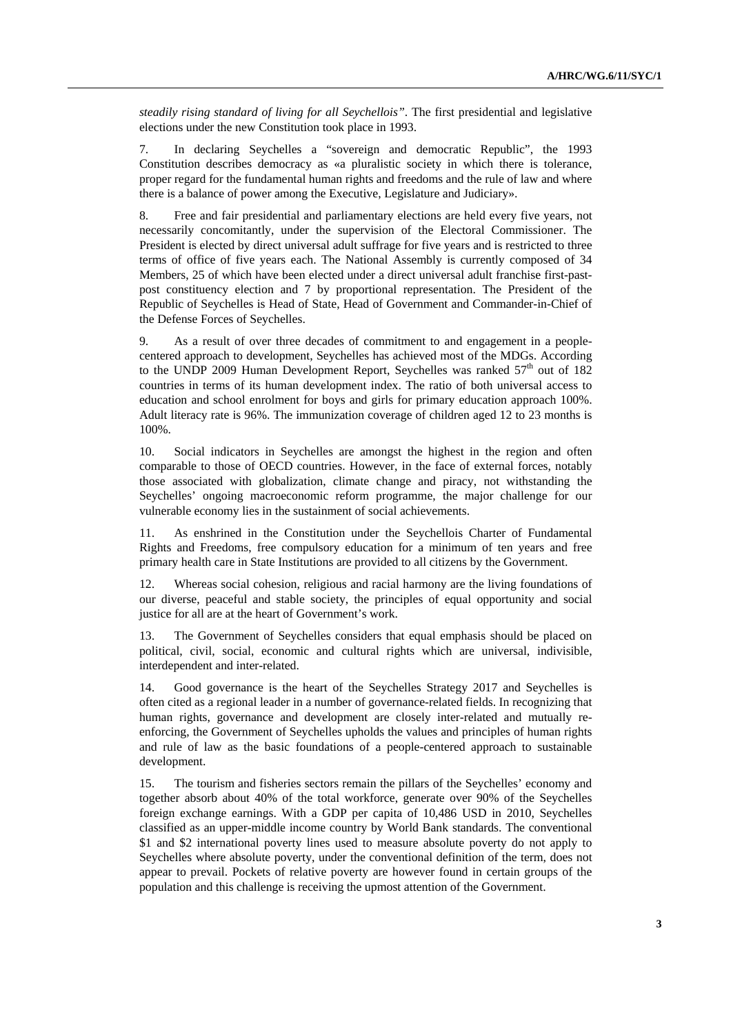*steadily rising standard of living for all Seychellois"*. The first presidential and legislative elections under the new Constitution took place in 1993.

7. In declaring Seychelles a "sovereign and democratic Republic", the 1993 Constitution describes democracy as «a pluralistic society in which there is tolerance, proper regard for the fundamental human rights and freedoms and the rule of law and where there is a balance of power among the Executive, Legislature and Judiciary».

8. Free and fair presidential and parliamentary elections are held every five years, not necessarily concomitantly, under the supervision of the Electoral Commissioner. The President is elected by direct universal adult suffrage for five years and is restricted to three terms of office of five years each. The National Assembly is currently composed of 34 Members, 25 of which have been elected under a direct universal adult franchise first-past-post constituency election and 7 by proportional representation. The President of the Republic of Seychelles is Head of State, Head of Government and Commander-in-Chief of the Defense Forces of Seychelles.

9. As a result of over three decades of commitment to and engagement in a people-centered approach to development, Seychelles has achieved most of the MDGs. According to the UNDP 2009 Human Development Report, Seychelles was ranked 57th out of 182 countries in terms of its human development index. The ratio of both universal access to education and school enrolment for boys and girls for primary education approach 100%. Adult literacy rate is 96%. The immunization coverage of children aged 12 to 23 months is 100%.

10. Social indicators in Seychelles are amongst the highest in the region and often comparable to those of OECD countries. However, in the face of external forces, notably those associated with globalization, climate change and piracy, not withstanding the Seychelles' ongoing macroeconomic reform programme, the major challenge for our vulnerable economy lies in the sustainment of social achievements.

11. As enshrined in the Constitution under the Seychellois Charter of Fundamental Rights and Freedoms, free compulsory education for a minimum of ten years and free primary health care in State Institutions are provided to all citizens by the Government.

12. Whereas social cohesion, religious and racial harmony are the living foundations of our diverse, peaceful and stable society, the principles of equal opportunity and social justice for all are at the heart of Government's work.

13. The Government of Seychelles considers that equal emphasis should be placed on political, civil, social, economic and cultural rights which are universal, indivisible, interdependent and inter-related.

14. Good governance is the heart of the Seychelles Strategy 2017 and Seychelles is often cited as a regional leader in a number of governance-related fields. In recognizing that human rights, governance and development are closely inter-related and mutually re-enforcing, the Government of Seychelles upholds the values and principles of human rights and rule of law as the basic foundations of a people-centered approach to sustainable development.

15. The tourism and fisheries sectors remain the pillars of the Seychelles' economy and together absorb about 40% of the total workforce, generate over 90% of the Seychelles foreign exchange earnings. With a GDP per capita of 10,486 USD in 2010, Seychelles classified as an upper-middle income country by World Bank standards. The conventional $1 and $2 international poverty lines used to measure absolute poverty do not apply to Seychelles where absolute poverty, under the conventional definition of the term, does not appear to prevail. Pockets of relative poverty are however found in certain groups of the population and this challenge is receiving the upmost attention of the Government.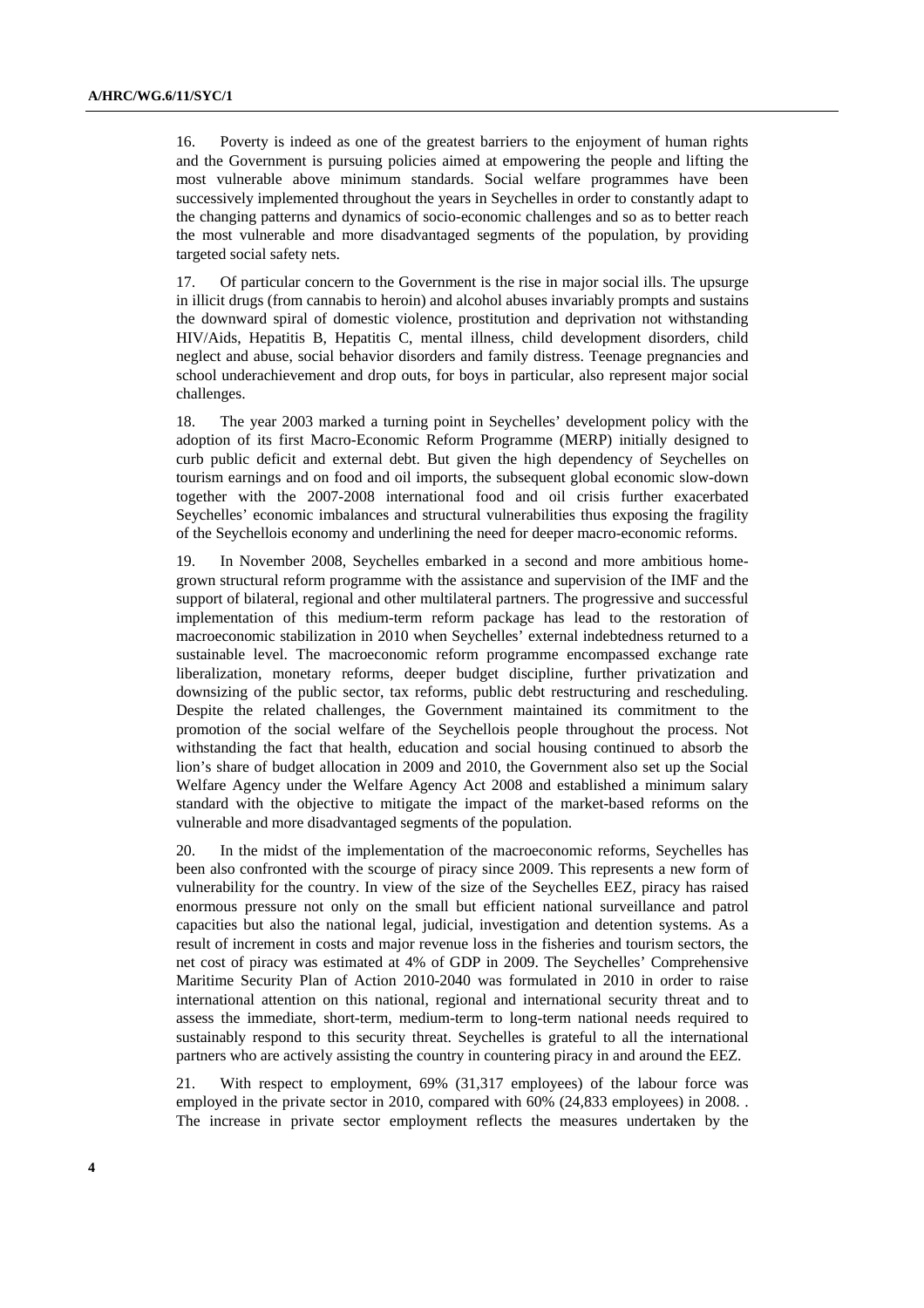16. Poverty is indeed as one of the greatest barriers to the enjoyment of human rights and the Government is pursuing policies aimed at empowering the people and lifting the most vulnerable above minimum standards. Social welfare programmes have been successively implemented throughout the years in Seychelles in order to constantly adapt to the changing patterns and dynamics of socio-economic challenges and so as to better reach the most vulnerable and more disadvantaged segments of the population, by providing targeted social safety nets.

17. Of particular concern to the Government is the rise in major social ills. The upsurge in illicit drugs (from cannabis to heroin) and alcohol abuses invariably prompts and sustains the downward spiral of domestic violence, prostitution and deprivation not withstanding HIV/Aids, Hepatitis B, Hepatitis C, mental illness, child development disorders, child neglect and abuse, social behavior disorders and family distress. Teenage pregnancies and school underachievement and drop outs, for boys in particular, also represent major social challenges.

18. The year 2003 marked a turning point in Seychelles' development policy with the adoption of its first Macro-Economic Reform Programme (MERP) initially designed to curb public deficit and external debt. But given the high dependency of Seychelles on tourism earnings and on food and oil imports, the subsequent global economic slow-down together with the 2007-2008 international food and oil crisis further exacerbated Seychelles' economic imbalances and structural vulnerabilities thus exposing the fragility of the Seychellois economy and underlining the need for deeper macro-economic reforms.

19. In November 2008, Seychelles embarked in a second and more ambitious home-grown structural reform programme with the assistance and supervision of the IMF and the support of bilateral, regional and other multilateral partners. The progressive and successful implementation of this medium-term reform package has lead to the restoration of macroeconomic stabilization in 2010 when Seychelles' external indebtedness returned to a sustainable level. The macroeconomic reform programme encompassed exchange rate liberalization, monetary reforms, deeper budget discipline, further privatization and downsizing of the public sector, tax reforms, public debt restructuring and rescheduling. Despite the related challenges, the Government maintained its commitment to the promotion of the social welfare of the Seychellois people throughout the process. Not withstanding the fact that health, education and social housing continued to absorb the lion's share of budget allocation in 2009 and 2010, the Government also set up the Social Welfare Agency under the Welfare Agency Act 2008 and established a minimum salary standard with the objective to mitigate the impact of the market-based reforms on the vulnerable and more disadvantaged segments of the population.

20. In the midst of the implementation of the macroeconomic reforms, Seychelles has been also confronted with the scourge of piracy since 2009. This represents a new form of vulnerability for the country. In view of the size of the Seychelles EEZ, piracy has raised enormous pressure not only on the small but efficient national surveillance and patrol capacities but also the national legal, judicial, investigation and detention systems. As a result of increment in costs and major revenue loss in the fisheries and tourism sectors, the net cost of piracy was estimated at 4% of GDP in 2009. The Seychelles' Comprehensive Maritime Security Plan of Action 2010-2040 was formulated in 2010 in order to raise international attention on this national, regional and international security threat and to assess the immediate, short-term, medium-term to long-term national needs required to sustainably respond to this security threat. Seychelles is grateful to all the international partners who are actively assisting the country in countering piracy in and around the EEZ.

21. With respect to employment, 69% (31,317 employees) of the labour force was employed in the private sector in 2010, compared with 60% (24,833 employees) in 2008. . The increase in private sector employment reflects the measures undertaken by the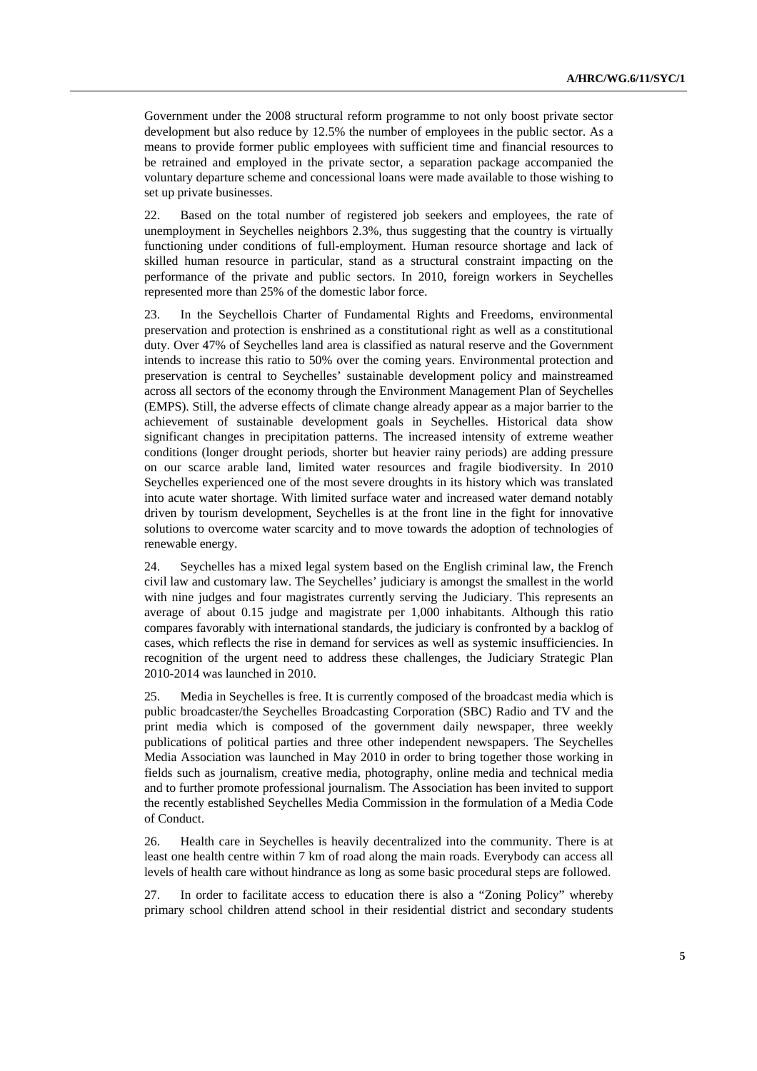Government under the 2008 structural reform programme to not only boost private sector development but also reduce by 12.5% the number of employees in the public sector. As a means to provide former public employees with sufficient time and financial resources to be retrained and employed in the private sector, a separation package accompanied the voluntary departure scheme and concessional loans were made available to those wishing to set up private businesses.

22. Based on the total number of registered job seekers and employees, the rate of unemployment in Seychelles neighbors 2.3%, thus suggesting that the country is virtually functioning under conditions of full-employment. Human resource shortage and lack of skilled human resource in particular, stand as a structural constraint impacting on the performance of the private and public sectors. In 2010, foreign workers in Seychelles represented more than 25% of the domestic labor force.

23. In the Seychellois Charter of Fundamental Rights and Freedoms, environmental preservation and protection is enshrined as a constitutional right as well as a constitutional duty. Over 47% of Seychelles land area is classified as natural reserve and the Government intends to increase this ratio to 50% over the coming years. Environmental protection and preservation is central to Seychelles' sustainable development policy and mainstreamed across all sectors of the economy through the Environment Management Plan of Seychelles (EMPS). Still, the adverse effects of climate change already appear as a major barrier to the achievement of sustainable development goals in Seychelles. Historical data show significant changes in precipitation patterns. The increased intensity of extreme weather conditions (longer drought periods, shorter but heavier rainy periods) are adding pressure on our scarce arable land, limited water resources and fragile biodiversity. In 2010 Seychelles experienced one of the most severe droughts in its history which was translated into acute water shortage. With limited surface water and increased water demand notably driven by tourism development, Seychelles is at the front line in the fight for innovative solutions to overcome water scarcity and to move towards the adoption of technologies of renewable energy.

24. Seychelles has a mixed legal system based on the English criminal law, the French civil law and customary law. The Seychelles' judiciary is amongst the smallest in the world with nine judges and four magistrates currently serving the Judiciary. This represents an average of about 0.15 judge and magistrate per 1,000 inhabitants. Although this ratio compares favorably with international standards, the judiciary is confronted by a backlog of cases, which reflects the rise in demand for services as well as systemic insufficiencies. In recognition of the urgent need to address these challenges, the Judiciary Strategic Plan 2010-2014 was launched in 2010.

25. Media in Seychelles is free. It is currently composed of the broadcast media which is public broadcaster/the Seychelles Broadcasting Corporation (SBC) Radio and TV and the print media which is composed of the government daily newspaper, three weekly publications of political parties and three other independent newspapers. The Seychelles Media Association was launched in May 2010 in order to bring together those working in fields such as journalism, creative media, photography, online media and technical media and to further promote professional journalism. The Association has been invited to support the recently established Seychelles Media Commission in the formulation of a Media Code of Conduct.

26. Health care in Seychelles is heavily decentralized into the community. There is at least one health centre within 7 km of road along the main roads. Everybody can access all levels of health care without hindrance as long as some basic procedural steps are followed.

27. In order to facilitate access to education there is also a "Zoning Policy" whereby primary school children attend school in their residential district and secondary students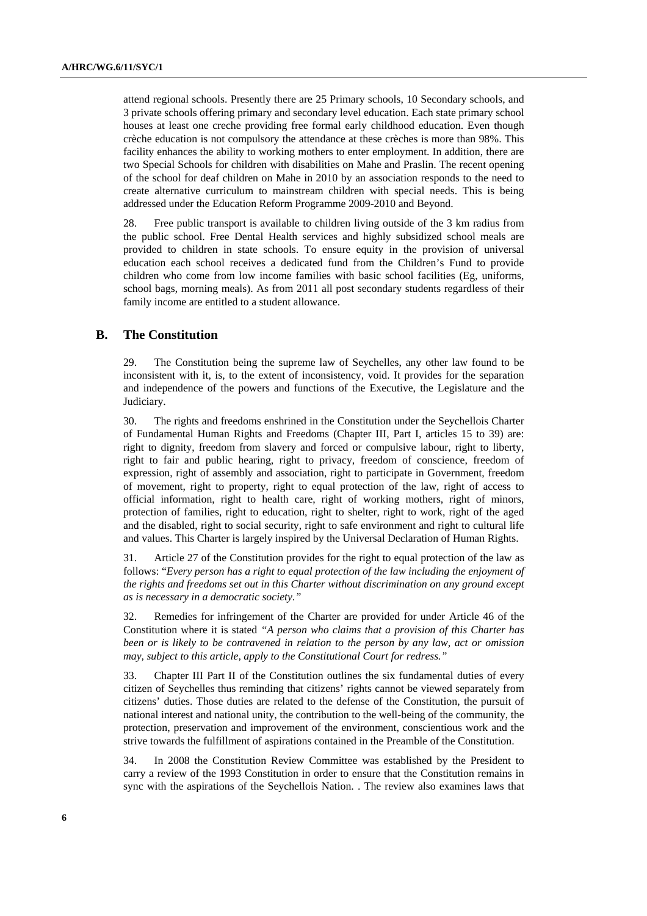attend regional schools. Presently there are 25 Primary schools, 10 Secondary schools, and 3 private schools offering primary and secondary level education. Each state primary school houses at least one creche providing free formal early childhood education. Even though crèche education is not compulsory the attendance at these crèches is more than 98%. This facility enhances the ability to working mothers to enter employment. In addition, there are two Special Schools for children with disabilities on Mahe and Praslin. The recent opening of the school for deaf children on Mahe in 2010 by an association responds to the need to create alternative curriculum to mainstream children with special needs. This is being addressed under the Education Reform Programme 2009-2010 and Beyond.

28. Free public transport is available to children living outside of the 3 km radius from the public school. Free Dental Health services and highly subsidized school meals are provided to children in state schools. To ensure equity in the provision of universal education each school receives a dedicated fund from the Children's Fund to provide children who come from low income families with basic school facilities (Eg, uniforms, school bags, morning meals). As from 2011 all post secondary students regardless of their family income are entitled to a student allowance.

## B. The Constitution

29. The Constitution being the supreme law of Seychelles, any other law found to be inconsistent with it, is, to the extent of inconsistency, void. It provides for the separation and independence of the powers and functions of the Executive, the Legislature and the Judiciary.

30. The rights and freedoms enshrined in the Constitution under the Seychellois Charter of Fundamental Human Rights and Freedoms (Chapter III, Part I, articles 15 to 39) are: right to dignity, freedom from slavery and forced or compulsive labour, right to liberty, right to fair and public hearing, right to privacy, freedom of conscience, freedom of expression, right of assembly and association, right to participate in Government, freedom of movement, right to property, right to equal protection of the law, right of access to official information, right to health care, right of working mothers, right of minors, protection of families, right to education, right to shelter, right to work, right of the aged and the disabled, right to social security, right to safe environment and right to cultural life and values. This Charter is largely inspired by the Universal Declaration of Human Rights.

31. Article 27 of the Constitution provides for the right to equal protection of the law as follows: "*Every person has a right to equal protection of the law including the enjoyment of the rights and freedoms set out in this Charter without discrimination on any ground except as is necessary in a democratic society.*"

32. Remedies for infringement of the Charter are provided for under Article 46 of the Constitution where it is stated *"A person who claims that a provision of this Charter has been or is likely to be contravened in relation to the person by any law, act or omission may, subject to this article, apply to the Constitutional Court for redress."*

33. Chapter III Part II of the Constitution outlines the six fundamental duties of every citizen of Seychelles thus reminding that citizens' rights cannot be viewed separately from citizens' duties. Those duties are related to the defense of the Constitution, the pursuit of national interest and national unity, the contribution to the well-being of the community, the protection, preservation and improvement of the environment, conscientious work and the strive towards the fulfillment of aspirations contained in the Preamble of the Constitution.

34. In 2008 the Constitution Review Committee was established by the President to carry a review of the 1993 Constitution in order to ensure that the Constitution remains in sync with the aspirations of the Seychellois Nation. . The review also examines laws that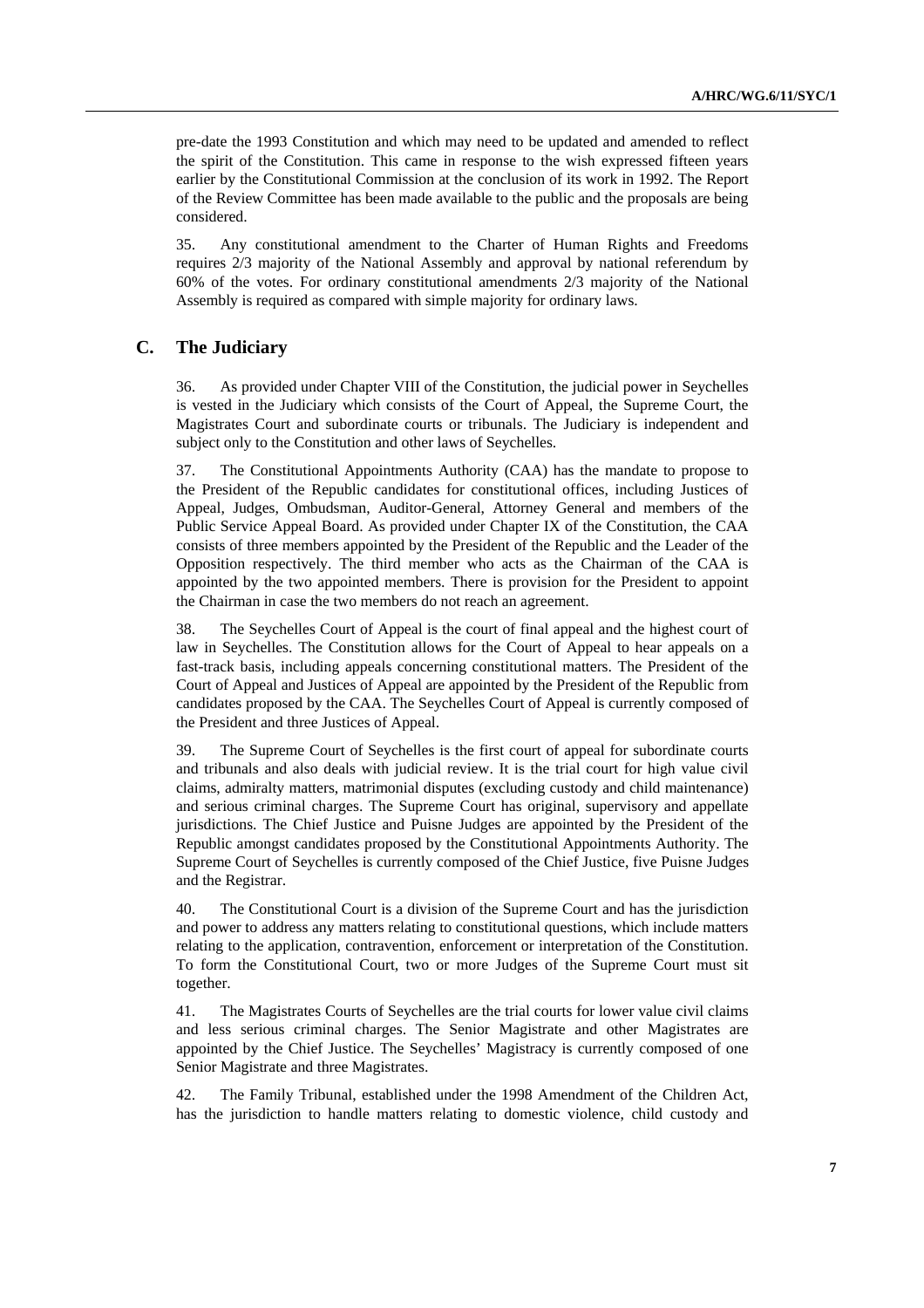pre-date the 1993 Constitution and which may need to be updated and amended to reflect the spirit of the Constitution. This came in response to the wish expressed fifteen years earlier by the Constitutional Commission at the conclusion of its work in 1992. The Report of the Review Committee has been made available to the public and the proposals are being considered.

35. Any constitutional amendment to the Charter of Human Rights and Freedoms requires 2/3 majority of the National Assembly and approval by national referendum by 60% of the votes. For ordinary constitutional amendments 2/3 majority of the National Assembly is required as compared with simple majority for ordinary laws.

## C. The Judiciary

36. As provided under Chapter VIII of the Constitution, the judicial power in Seychelles is vested in the Judiciary which consists of the Court of Appeal, the Supreme Court, the Magistrates Court and subordinate courts or tribunals. The Judiciary is independent and subject only to the Constitution and other laws of Seychelles.

37. The Constitutional Appointments Authority (CAA) has the mandate to propose to the President of the Republic candidates for constitutional offices, including Justices of Appeal, Judges, Ombudsman, Auditor-General, Attorney General and members of the Public Service Appeal Board. As provided under Chapter IX of the Constitution, the CAA consists of three members appointed by the President of the Republic and the Leader of the Opposition respectively. The third member who acts as the Chairman of the CAA is appointed by the two appointed members. There is provision for the President to appoint the Chairman in case the two members do not reach an agreement.

38. The Seychelles Court of Appeal is the court of final appeal and the highest court of law in Seychelles. The Constitution allows for the Court of Appeal to hear appeals on a fast-track basis, including appeals concerning constitutional matters. The President of the Court of Appeal and Justices of Appeal are appointed by the President of the Republic from candidates proposed by the CAA. The Seychelles Court of Appeal is currently composed of the President and three Justices of Appeal.

39. The Supreme Court of Seychelles is the first court of appeal for subordinate courts and tribunals and also deals with judicial review. It is the trial court for high value civil claims, admiralty matters, matrimonial disputes (excluding custody and child maintenance) and serious criminal charges. The Supreme Court has original, supervisory and appellate jurisdictions. The Chief Justice and Puisne Judges are appointed by the President of the Republic amongst candidates proposed by the Constitutional Appointments Authority. The Supreme Court of Seychelles is currently composed of the Chief Justice, five Puisne Judges and the Registrar.

40. The Constitutional Court is a division of the Supreme Court and has the jurisdiction and power to address any matters relating to constitutional questions, which include matters relating to the application, contravention, enforcement or interpretation of the Constitution. To form the Constitutional Court, two or more Judges of the Supreme Court must sit together.

41. The Magistrates Courts of Seychelles are the trial courts for lower value civil claims and less serious criminal charges. The Senior Magistrate and other Magistrates are appointed by the Chief Justice. The Seychelles' Magistracy is currently composed of one Senior Magistrate and three Magistrates.

42. The Family Tribunal, established under the 1998 Amendment of the Children Act, has the jurisdiction to handle matters relating to domestic violence, child custody and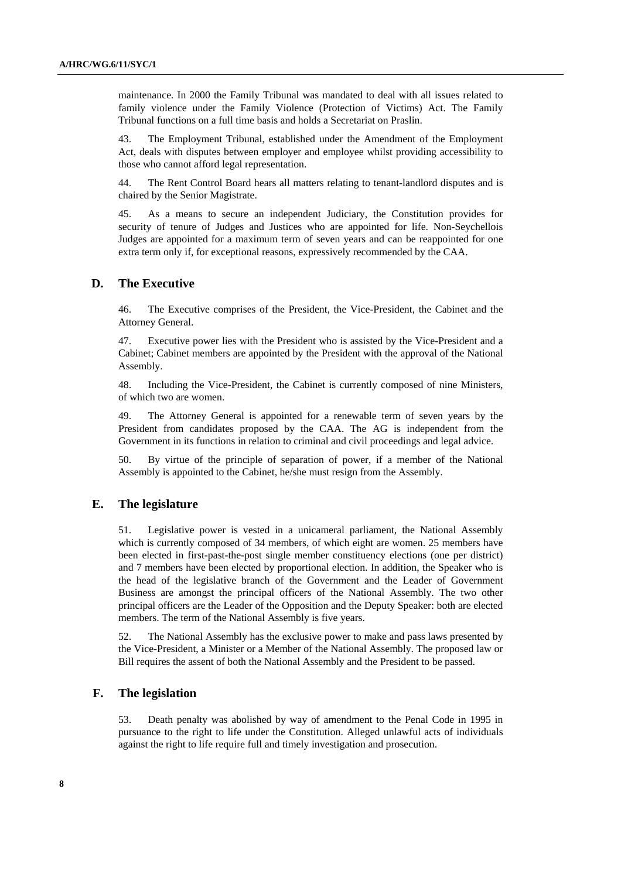maintenance. In 2000 the Family Tribunal was mandated to deal with all issues related to family violence under the Family Violence (Protection of Victims) Act. The Family Tribunal functions on a full time basis and holds a Secretariat on Praslin.

43. The Employment Tribunal, established under the Amendment of the Employment Act, deals with disputes between employer and employee whilst providing accessibility to those who cannot afford legal representation.

44. The Rent Control Board hears all matters relating to tenant-landlord disputes and is chaired by the Senior Magistrate.

45. As a means to secure an independent Judiciary, the Constitution provides for security of tenure of Judges and Justices who are appointed for life. Non-Seychellois Judges are appointed for a maximum term of seven years and can be reappointed for one extra term only if, for exceptional reasons, expressively recommended by the CAA.

## D. The Executive

46. The Executive comprises of the President, the Vice-President, the Cabinet and the Attorney General.

47. Executive power lies with the President who is assisted by the Vice-President and a Cabinet; Cabinet members are appointed by the President with the approval of the National Assembly.

48. Including the Vice-President, the Cabinet is currently composed of nine Ministers, of which two are women.

49. The Attorney General is appointed for a renewable term of seven years by the President from candidates proposed by the CAA. The AG is independent from the Government in its functions in relation to criminal and civil proceedings and legal advice.

50. By virtue of the principle of separation of power, if a member of the National Assembly is appointed to the Cabinet, he/she must resign from the Assembly.

## E. The legislature

51. Legislative power is vested in a unicameral parliament, the National Assembly which is currently composed of 34 members, of which eight are women. 25 members have been elected in first-past-the-post single member constituency elections (one per district) and 7 members have been elected by proportional election. In addition, the Speaker who is the head of the legislative branch of the Government and the Leader of Government Business are amongst the principal officers of the National Assembly. The two other principal officers are the Leader of the Opposition and the Deputy Speaker: both are elected members. The term of the National Assembly is five years.

52. The National Assembly has the exclusive power to make and pass laws presented by the Vice-President, a Minister or a Member of the National Assembly. The proposed law or Bill requires the assent of both the National Assembly and the President to be passed.

## F. The legislation

53. Death penalty was abolished by way of amendment to the Penal Code in 1995 in pursuance to the right to life under the Constitution. Alleged unlawful acts of individuals against the right to life require full and timely investigation and prosecution.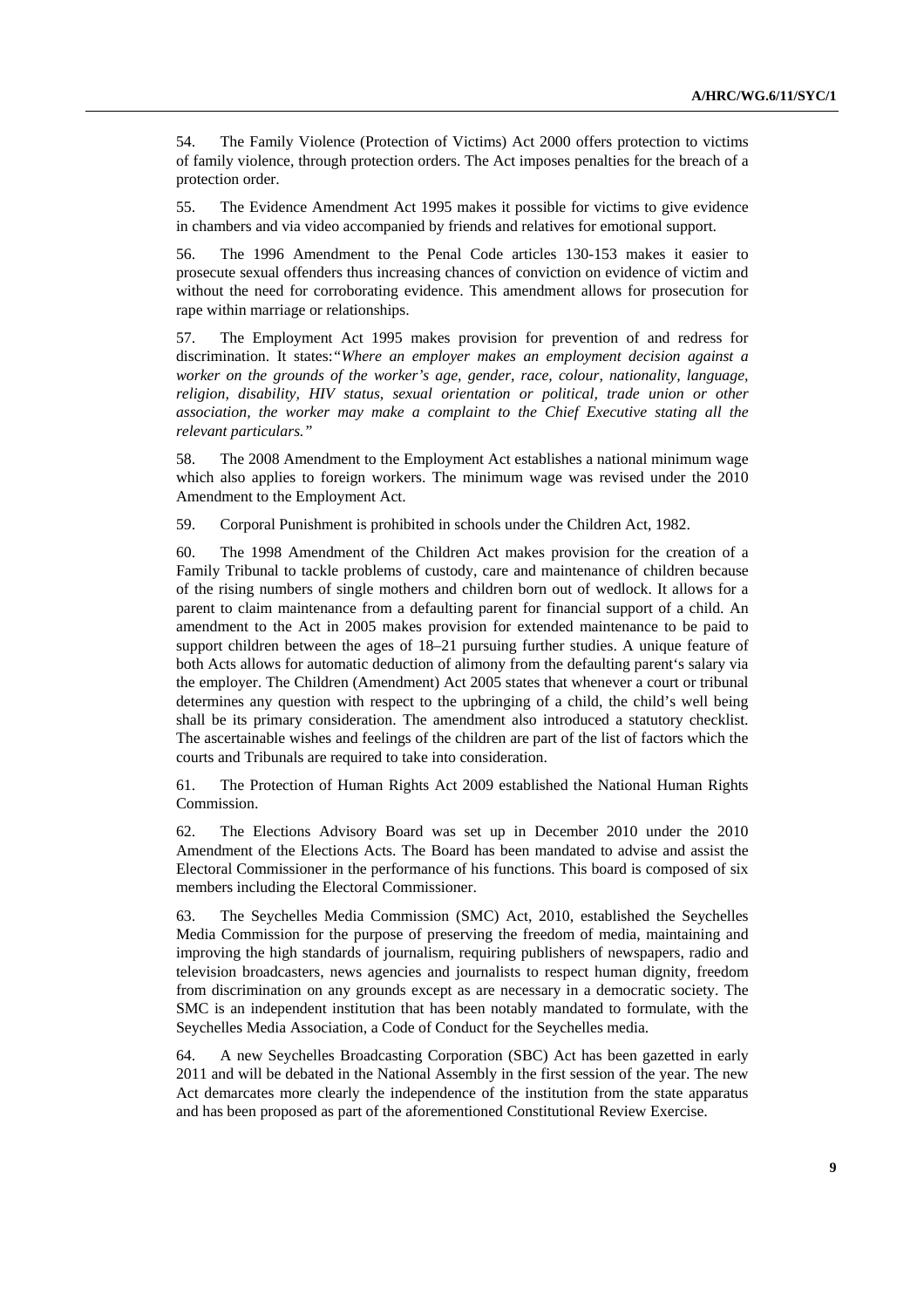54. The Family Violence (Protection of Victims) Act 2000 offers protection to victims of family violence, through protection orders. The Act imposes penalties for the breach of a protection order.

55. The Evidence Amendment Act 1995 makes it possible for victims to give evidence in chambers and via video accompanied by friends and relatives for emotional support.

56. The 1996 Amendment to the Penal Code articles 130-153 makes it easier to prosecute sexual offenders thus increasing chances of conviction on evidence of victim and without the need for corroborating evidence. This amendment allows for prosecution for rape within marriage or relationships.

57. The Employment Act 1995 makes provision for prevention of and redress for discrimination. It states:*"Where an employer makes an employment decision against a worker on the grounds of the worker's age, gender, race, colour, nationality, language, religion, disability, HIV status, sexual orientation or political, trade union or other association, the worker may make a complaint to the Chief Executive stating all the relevant particulars."*

58. The 2008 Amendment to the Employment Act establishes a national minimum wage which also applies to foreign workers. The minimum wage was revised under the 2010 Amendment to the Employment Act.

59. Corporal Punishment is prohibited in schools under the Children Act, 1982.

60. The 1998 Amendment of the Children Act makes provision for the creation of a Family Tribunal to tackle problems of custody, care and maintenance of children because of the rising numbers of single mothers and children born out of wedlock. It allows for a parent to claim maintenance from a defaulting parent for financial support of a child. An amendment to the Act in 2005 makes provision for extended maintenance to be paid to support children between the ages of 18–21 pursuing further studies. A unique feature of both Acts allows for automatic deduction of alimony from the defaulting parent's salary via the employer. The Children (Amendment) Act 2005 states that whenever a court or tribunal determines any question with respect to the upbringing of a child, the child's well being shall be its primary consideration. The amendment also introduced a statutory checklist. The ascertainable wishes and feelings of the children are part of the list of factors which the courts and Tribunals are required to take into consideration.

61. The Protection of Human Rights Act 2009 established the National Human Rights Commission.

62. The Elections Advisory Board was set up in December 2010 under the 2010 Amendment of the Elections Acts. The Board has been mandated to advise and assist the Electoral Commissioner in the performance of his functions. This board is composed of six members including the Electoral Commissioner.

63. The Seychelles Media Commission (SMC) Act, 2010, established the Seychelles Media Commission for the purpose of preserving the freedom of media, maintaining and improving the high standards of journalism, requiring publishers of newspapers, radio and television broadcasters, news agencies and journalists to respect human dignity, freedom from discrimination on any grounds except as are necessary in a democratic society. The SMC is an independent institution that has been notably mandated to formulate, with the Seychelles Media Association, a Code of Conduct for the Seychelles media.

64. A new Seychelles Broadcasting Corporation (SBC) Act has been gazetted in early 2011 and will be debated in the National Assembly in the first session of the year. The new Act demarcates more clearly the independence of the institution from the state apparatus and has been proposed as part of the aforementioned Constitutional Review Exercise.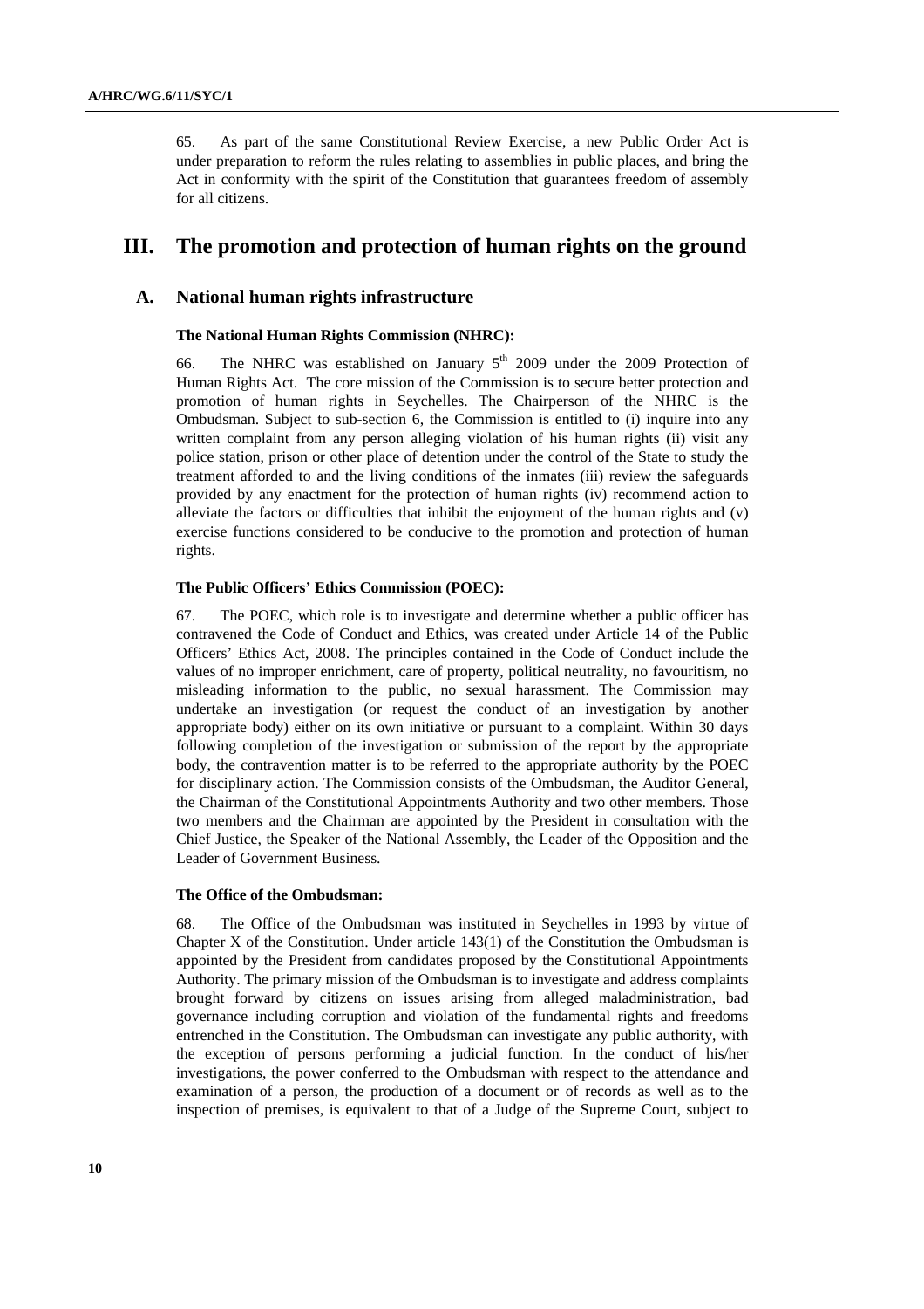65. As part of the same Constitutional Review Exercise, a new Public Order Act is under preparation to reform the rules relating to assemblies in public places, and bring the Act in conformity with the spirit of the Constitution that guarantees freedom of assembly for all citizens.

# III. The promotion and protection of human rights on the ground

## A. National human rights infrastructure

### The National Human Rights Commission (NHRC):

66. The NHRC was established on January 5th 2009 under the 2009 Protection of Human Rights Act. The core mission of the Commission is to secure better protection and promotion of human rights in Seychelles. The Chairperson of the NHRC is the Ombudsman. Subject to sub-section 6, the Commission is entitled to (i) inquire into any written complaint from any person alleging violation of his human rights (ii) visit any police station, prison or other place of detention under the control of the State to study the treatment afforded to and the living conditions of the inmates (iii) review the safeguards provided by any enactment for the protection of human rights (iv) recommend action to alleviate the factors or difficulties that inhibit the enjoyment of the human rights and (v) exercise functions considered to be conducive to the promotion and protection of human rights.

### The Public Officers' Ethics Commission (POEC):

67. The POEC, which role is to investigate and determine whether a public officer has contravened the Code of Conduct and Ethics, was created under Article 14 of the Public Officers' Ethics Act, 2008. The principles contained in the Code of Conduct include the values of no improper enrichment, care of property, political neutrality, no favouritism, no misleading information to the public, no sexual harassment. The Commission may undertake an investigation (or request the conduct of an investigation by another appropriate body) either on its own initiative or pursuant to a complaint. Within 30 days following completion of the investigation or submission of the report by the appropriate body, the contravention matter is to be referred to the appropriate authority by the POEC for disciplinary action. The Commission consists of the Ombudsman, the Auditor General, the Chairman of the Constitutional Appointments Authority and two other members. Those two members and the Chairman are appointed by the President in consultation with the Chief Justice, the Speaker of the National Assembly, the Leader of the Opposition and the Leader of Government Business.

### The Office of the Ombudsman:

68. The Office of the Ombudsman was instituted in Seychelles in 1993 by virtue of Chapter X of the Constitution. Under article 143(1) of the Constitution the Ombudsman is appointed by the President from candidates proposed by the Constitutional Appointments Authority. The primary mission of the Ombudsman is to investigate and address complaints brought forward by citizens on issues arising from alleged maladministration, bad governance including corruption and violation of the fundamental rights and freedoms entrenched in the Constitution. The Ombudsman can investigate any public authority, with the exception of persons performing a judicial function. In the conduct of his/her investigations, the power conferred to the Ombudsman with respect to the attendance and examination of a person, the production of a document or of records as well as to the inspection of premises, is equivalent to that of a Judge of the Supreme Court, subject to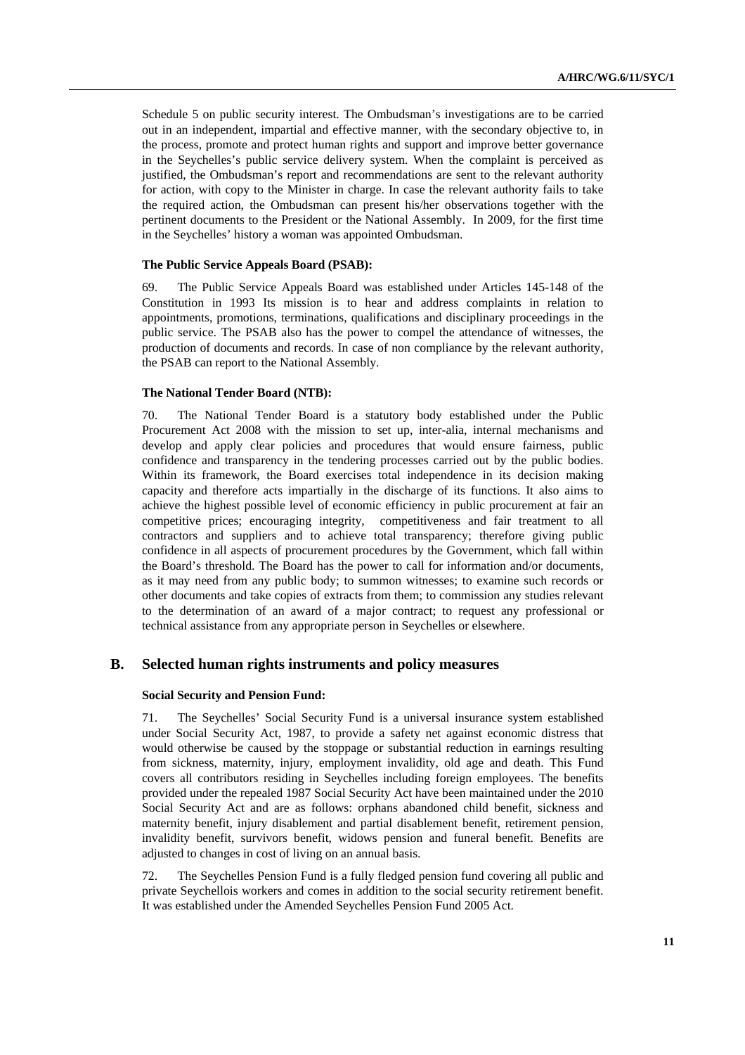Schedule 5 on public security interest. The Ombudsman's investigations are to be carried out in an independent, impartial and effective manner, with the secondary objective to, in the process, promote and protect human rights and support and improve better governance in the Seychelles's public service delivery system. When the complaint is perceived as justified, the Ombudsman's report and recommendations are sent to the relevant authority for action, with copy to the Minister in charge. In case the relevant authority fails to take the required action, the Ombudsman can present his/her observations together with the pertinent documents to the President or the National Assembly. In 2009, for the first time in the Seychelles' history a woman was appointed Ombudsman.

#### The Public Service Appeals Board (PSAB):

69. The Public Service Appeals Board was established under Articles 145-148 of the Constitution in 1993 Its mission is to hear and address complaints in relation to appointments, promotions, terminations, qualifications and disciplinary proceedings in the public service. The PSAB also has the power to compel the attendance of witnesses, the production of documents and records. In case of non compliance by the relevant authority, the PSAB can report to the National Assembly.

#### The National Tender Board (NTB):

70. The National Tender Board is a statutory body established under the Public Procurement Act 2008 with the mission to set up, inter-alia, internal mechanisms and develop and apply clear policies and procedures that would ensure fairness, public confidence and transparency in the tendering processes carried out by the public bodies. Within its framework, the Board exercises total independence in its decision making capacity and therefore acts impartially in the discharge of its functions. It also aims to achieve the highest possible level of economic efficiency in public procurement at fair an competitive prices; encouraging integrity, competitiveness and fair treatment to all contractors and suppliers and to achieve total transparency; therefore giving public confidence in all aspects of procurement procedures by the Government, which fall within the Board's threshold. The Board has the power to call for information and/or documents, as it may need from any public body; to summon witnesses; to examine such records or other documents and take copies of extracts from them; to commission any studies relevant to the determination of an award of a major contract; to request any professional or technical assistance from any appropriate person in Seychelles or elsewhere.

## B. Selected human rights instruments and policy measures

#### Social Security and Pension Fund:

71. The Seychelles' Social Security Fund is a universal insurance system established under Social Security Act, 1987, to provide a safety net against economic distress that would otherwise be caused by the stoppage or substantial reduction in earnings resulting from sickness, maternity, injury, employment invalidity, old age and death. This Fund covers all contributors residing in Seychelles including foreign employees. The benefits provided under the repealed 1987 Social Security Act have been maintained under the 2010 Social Security Act and are as follows: orphans abandoned child benefit, sickness and maternity benefit, injury disablement and partial disablement benefit, retirement pension, invalidity benefit, survivors benefit, widows pension and funeral benefit. Benefits are adjusted to changes in cost of living on an annual basis.

72. The Seychelles Pension Fund is a fully fledged pension fund covering all public and private Seychellois workers and comes in addition to the social security retirement benefit. It was established under the Amended Seychelles Pension Fund 2005 Act.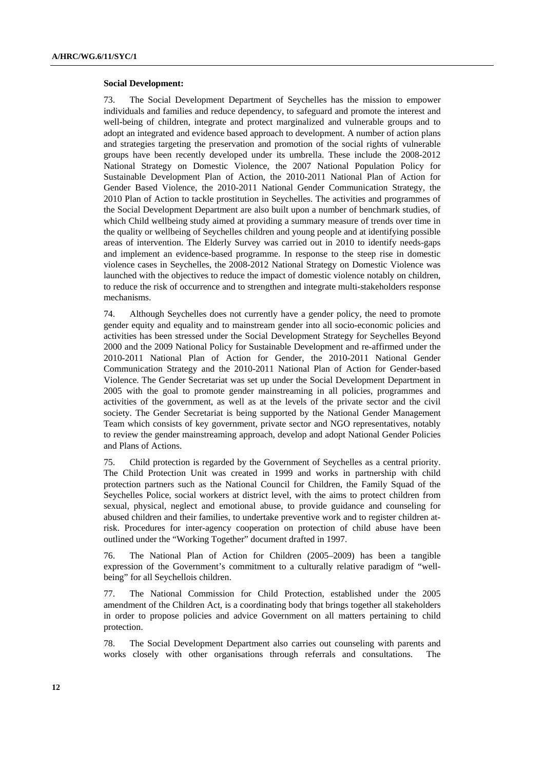**Social Development:**

73. The Social Development Department of Seychelles has the mission to empower individuals and families and reduce dependency, to safeguard and promote the interest and well-being of children, integrate and protect marginalized and vulnerable groups and to adopt an integrated and evidence based approach to development. A number of action plans and strategies targeting the preservation and promotion of the social rights of vulnerable groups have been recently developed under its umbrella. These include the 2008-2012 National Strategy on Domestic Violence, the 2007 National Population Policy for Sustainable Development Plan of Action, the 2010-2011 National Plan of Action for Gender Based Violence, the 2010-2011 National Gender Communication Strategy, the 2010 Plan of Action to tackle prostitution in Seychelles. The activities and programmes of the Social Development Department are also built upon a number of benchmark studies, of which Child wellbeing study aimed at providing a summary measure of trends over time in the quality or wellbeing of Seychelles children and young people and at identifying possible areas of intervention. The Elderly Survey was carried out in 2010 to identify needs-gaps and implement an evidence-based programme. In response to the steep rise in domestic violence cases in Seychelles, the 2008-2012 National Strategy on Domestic Violence was launched with the objectives to reduce the impact of domestic violence notably on children, to reduce the risk of occurrence and to strengthen and integrate multi-stakeholders response mechanisms.

74. Although Seychelles does not currently have a gender policy, the need to promote gender equity and equality and to mainstream gender into all socio-economic policies and activities has been stressed under the Social Development Strategy for Seychelles Beyond 2000 and the 2009 National Policy for Sustainable Development and re-affirmed under the 2010-2011 National Plan of Action for Gender, the 2010-2011 National Gender Communication Strategy and the 2010-2011 National Plan of Action for Gender-based Violence. The Gender Secretariat was set up under the Social Development Department in 2005 with the goal to promote gender mainstreaming in all policies, programmes and activities of the government, as well as at the levels of the private sector and the civil society. The Gender Secretariat is being supported by the National Gender Management Team which consists of key government, private sector and NGO representatives, notably to review the gender mainstreaming approach, develop and adopt National Gender Policies and Plans of Actions.

75. Child protection is regarded by the Government of Seychelles as a central priority. The Child Protection Unit was created in 1999 and works in partnership with child protection partners such as the National Council for Children, the Family Squad of the Seychelles Police, social workers at district level, with the aims to protect children from sexual, physical, neglect and emotional abuse, to provide guidance and counseling for abused children and their families, to undertake preventive work and to register children at-risk. Procedures for inter-agency cooperation on protection of child abuse have been outlined under the "Working Together" document drafted in 1997.

76. The National Plan of Action for Children (2005–2009) has been a tangible expression of the Government's commitment to a culturally relative paradigm of "well-being" for all Seychellois children.

77. The National Commission for Child Protection, established under the 2005 amendment of the Children Act, is a coordinating body that brings together all stakeholders in order to propose policies and advice Government on all matters pertaining to child protection.

78. The Social Development Department also carries out counseling with parents and works closely with other organisations through referrals and consultations. The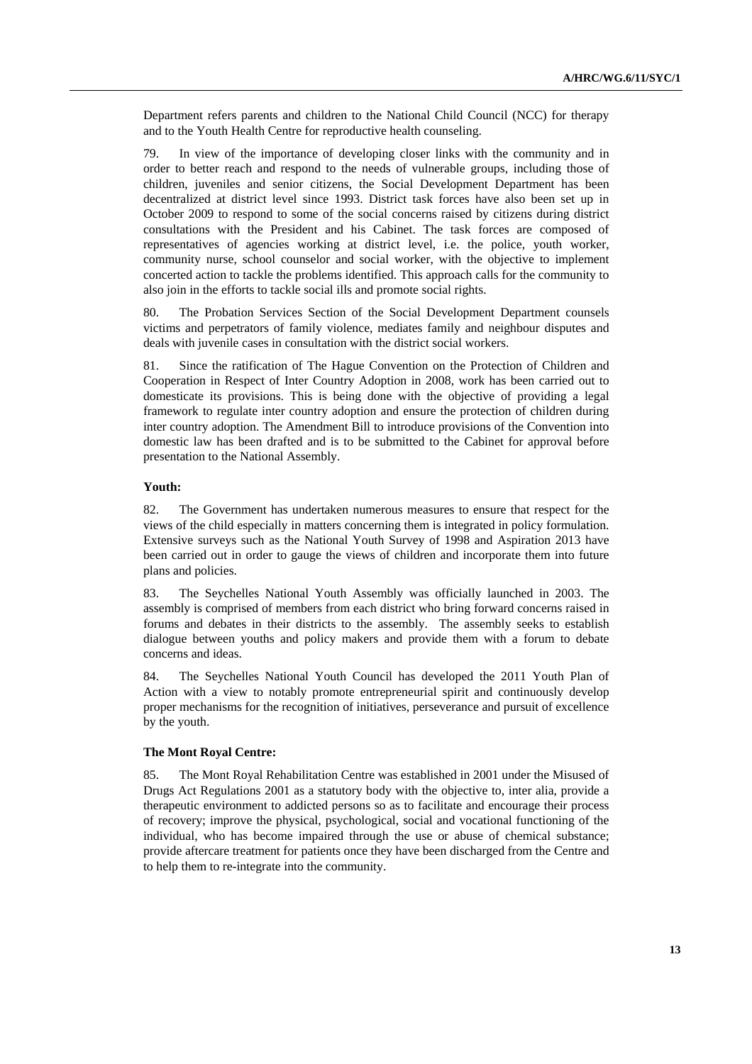Department refers parents and children to the National Child Council (NCC) for therapy and to the Youth Health Centre for reproductive health counseling.

79. In view of the importance of developing closer links with the community and in order to better reach and respond to the needs of vulnerable groups, including those of children, juveniles and senior citizens, the Social Development Department has been decentralized at district level since 1993. District task forces have also been set up in October 2009 to respond to some of the social concerns raised by citizens during district consultations with the President and his Cabinet. The task forces are composed of representatives of agencies working at district level, i.e. the police, youth worker, community nurse, school counselor and social worker, with the objective to implement concerted action to tackle the problems identified. This approach calls for the community to also join in the efforts to tackle social ills and promote social rights.

80. The Probation Services Section of the Social Development Department counsels victims and perpetrators of family violence, mediates family and neighbour disputes and deals with juvenile cases in consultation with the district social workers.

81. Since the ratification of The Hague Convention on the Protection of Children and Cooperation in Respect of Inter Country Adoption in 2008, work has been carried out to domesticate its provisions. This is being done with the objective of providing a legal framework to regulate inter country adoption and ensure the protection of children during inter country adoption. The Amendment Bill to introduce provisions of the Convention into domestic law has been drafted and is to be submitted to the Cabinet for approval before presentation to the National Assembly.

**Youth:**

82. The Government has undertaken numerous measures to ensure that respect for the views of the child especially in matters concerning them is integrated in policy formulation. Extensive surveys such as the National Youth Survey of 1998 and Aspiration 2013 have been carried out in order to gauge the views of children and incorporate them into future plans and policies.

83. The Seychelles National Youth Assembly was officially launched in 2003. The assembly is comprised of members from each district who bring forward concerns raised in forums and debates in their districts to the assembly. The assembly seeks to establish dialogue between youths and policy makers and provide them with a forum to debate concerns and ideas.

84. The Seychelles National Youth Council has developed the 2011 Youth Plan of Action with a view to notably promote entrepreneurial spirit and continuously develop proper mechanisms for the recognition of initiatives, perseverance and pursuit of excellence by the youth.

**The Mont Royal Centre:**

85. The Mont Royal Rehabilitation Centre was established in 2001 under the Misused of Drugs Act Regulations 2001 as a statutory body with the objective to, inter alia, provide a therapeutic environment to addicted persons so as to facilitate and encourage their process of recovery; improve the physical, psychological, social and vocational functioning of the individual, who has become impaired through the use or abuse of chemical substance; provide aftercare treatment for patients once they have been discharged from the Centre and to help them to re-integrate into the community.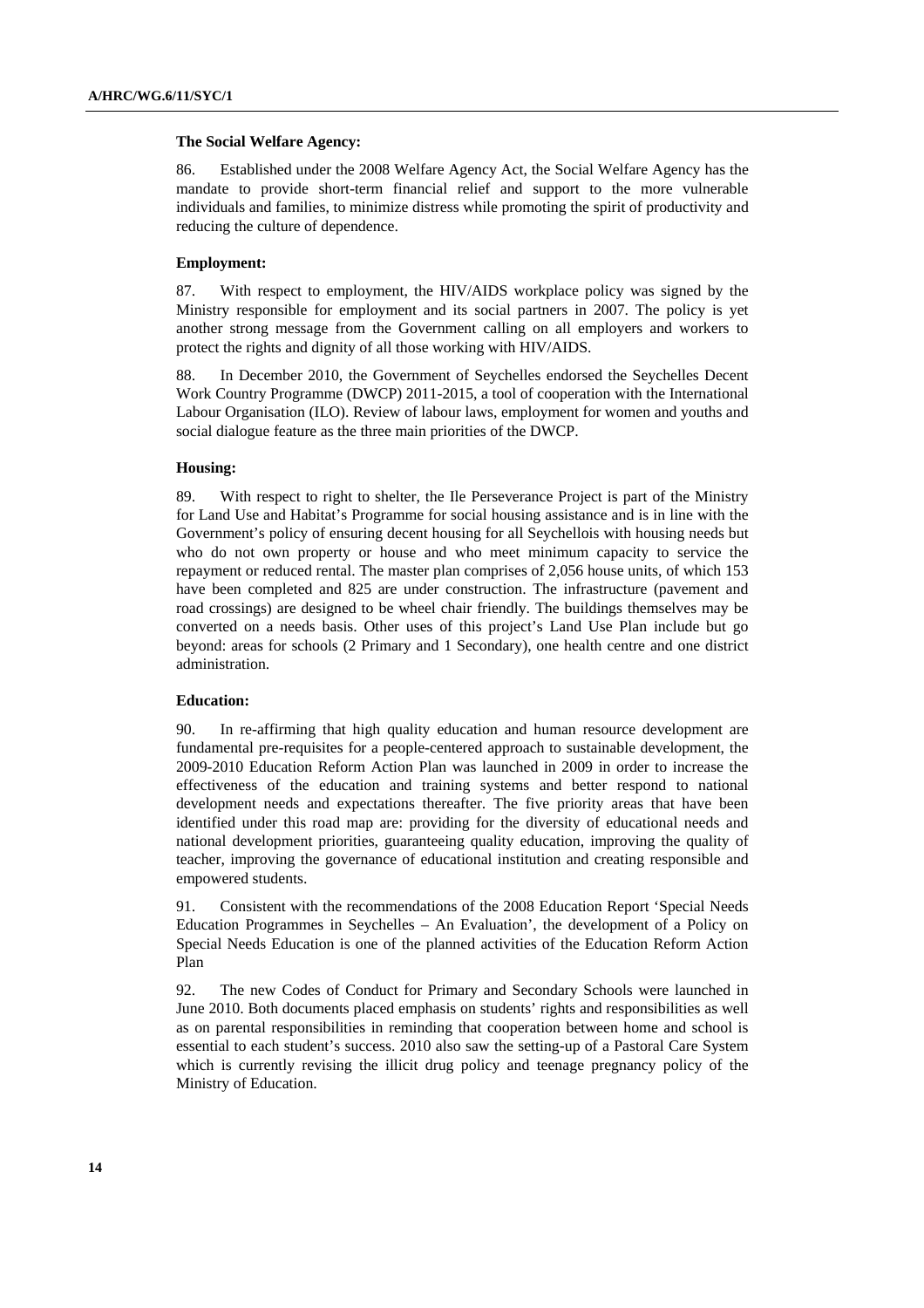**The Social Welfare Agency:**

86. Established under the 2008 Welfare Agency Act, the Social Welfare Agency has the mandate to provide short-term financial relief and support to the more vulnerable individuals and families, to minimize distress while promoting the spirit of productivity and reducing the culture of dependence.

**Employment:**

87. With respect to employment, the HIV/AIDS workplace policy was signed by the Ministry responsible for employment and its social partners in 2007. The policy is yet another strong message from the Government calling on all employers and workers to protect the rights and dignity of all those working with HIV/AIDS.

88. In December 2010, the Government of Seychelles endorsed the Seychelles Decent Work Country Programme (DWCP) 2011-2015, a tool of cooperation with the International Labour Organisation (ILO). Review of labour laws, employment for women and youths and social dialogue feature as the three main priorities of the DWCP.

**Housing:**

89. With respect to right to shelter, the Ile Perseverance Project is part of the Ministry for Land Use and Habitat's Programme for social housing assistance and is in line with the Government's policy of ensuring decent housing for all Seychellois with housing needs but who do not own property or house and who meet minimum capacity to service the repayment or reduced rental. The master plan comprises of 2,056 house units, of which 153 have been completed and 825 are under construction. The infrastructure (pavement and road crossings) are designed to be wheel chair friendly. The buildings themselves may be converted on a needs basis. Other uses of this project's Land Use Plan include but go beyond: areas for schools (2 Primary and 1 Secondary), one health centre and one district administration.

**Education:**

90. In re-affirming that high quality education and human resource development are fundamental pre-requisites for a people-centered approach to sustainable development, the 2009-2010 Education Reform Action Plan was launched in 2009 in order to increase the effectiveness of the education and training systems and better respond to national development needs and expectations thereafter. The five priority areas that have been identified under this road map are: providing for the diversity of educational needs and national development priorities, guaranteeing quality education, improving the quality of teacher, improving the governance of educational institution and creating responsible and empowered students.

91. Consistent with the recommendations of the 2008 Education Report 'Special Needs Education Programmes in Seychelles – An Evaluation', the development of a Policy on Special Needs Education is one of the planned activities of the Education Reform Action Plan

92. The new Codes of Conduct for Primary and Secondary Schools were launched in June 2010. Both documents placed emphasis on students' rights and responsibilities as well as on parental responsibilities in reminding that cooperation between home and school is essential to each student's success. 2010 also saw the setting-up of a Pastoral Care System which is currently revising the illicit drug policy and teenage pregnancy policy of the Ministry of Education.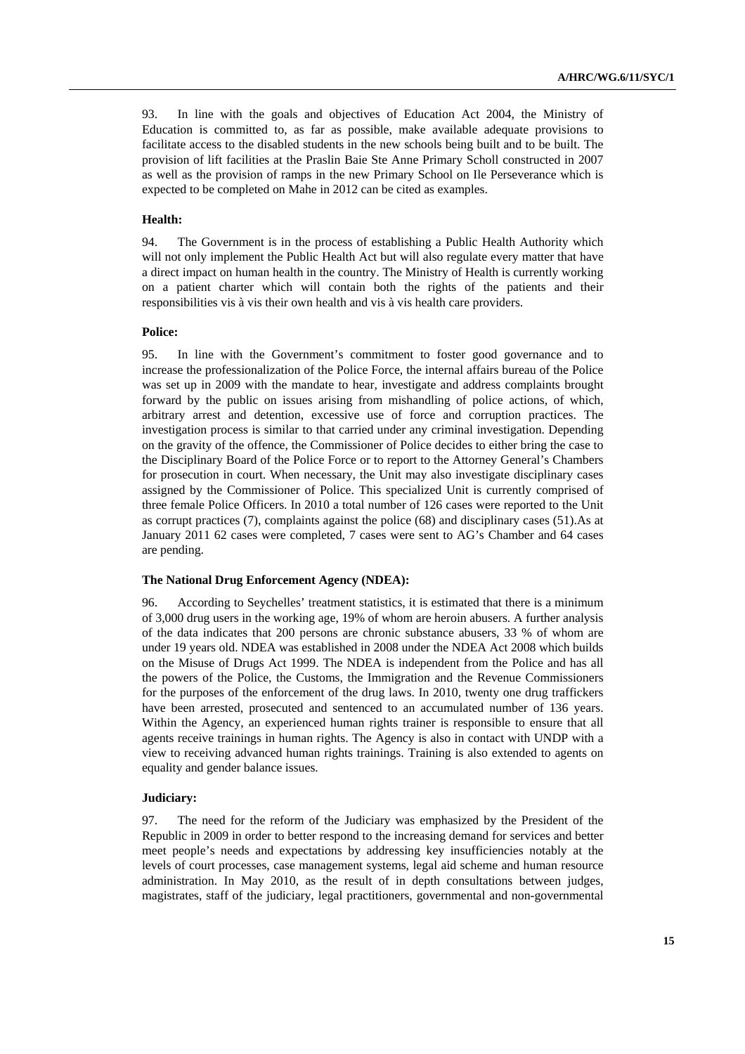93. In line with the goals and objectives of Education Act 2004, the Ministry of Education is committed to, as far as possible, make available adequate provisions to facilitate access to the disabled students in the new schools being built and to be built. The provision of lift facilities at the Praslin Baie Ste Anne Primary Scholl constructed in 2007 as well as the provision of ramps in the new Primary School on Ile Perseverance which is expected to be completed on Mahe in 2012 can be cited as examples.

**Health:**

94. The Government is in the process of establishing a Public Health Authority which will not only implement the Public Health Act but will also regulate every matter that have a direct impact on human health in the country. The Ministry of Health is currently working on a patient charter which will contain both the rights of the patients and their responsibilities vis à vis their own health and vis à vis health care providers.

**Police:**

95. In line with the Government's commitment to foster good governance and to increase the professionalization of the Police Force, the internal affairs bureau of the Police was set up in 2009 with the mandate to hear, investigate and address complaints brought forward by the public on issues arising from mishandling of police actions, of which, arbitrary arrest and detention, excessive use of force and corruption practices. The investigation process is similar to that carried under any criminal investigation. Depending on the gravity of the offence, the Commissioner of Police decides to either bring the case to the Disciplinary Board of the Police Force or to report to the Attorney General's Chambers for prosecution in court. When necessary, the Unit may also investigate disciplinary cases assigned by the Commissioner of Police. This specialized Unit is currently comprised of three female Police Officers. In 2010 a total number of 126 cases were reported to the Unit as corrupt practices (7), complaints against the police (68) and disciplinary cases (51).As at January 2011 62 cases were completed, 7 cases were sent to AG's Chamber and 64 cases are pending.

**The National Drug Enforcement Agency (NDEA):**

96. According to Seychelles' treatment statistics, it is estimated that there is a minimum of 3,000 drug users in the working age, 19% of whom are heroin abusers. A further analysis of the data indicates that 200 persons are chronic substance abusers, 33 % of whom are under 19 years old. NDEA was established in 2008 under the NDEA Act 2008 which builds on the Misuse of Drugs Act 1999. The NDEA is independent from the Police and has all the powers of the Police, the Customs, the Immigration and the Revenue Commissioners for the purposes of the enforcement of the drug laws. In 2010, twenty one drug traffickers have been arrested, prosecuted and sentenced to an accumulated number of 136 years. Within the Agency, an experienced human rights trainer is responsible to ensure that all agents receive trainings in human rights. The Agency is also in contact with UNDP with a view to receiving advanced human rights trainings. Training is also extended to agents on equality and gender balance issues.

**Judiciary:**

97. The need for the reform of the Judiciary was emphasized by the President of the Republic in 2009 in order to better respond to the increasing demand for services and better meet people's needs and expectations by addressing key insufficiencies notably at the levels of court processes, case management systems, legal aid scheme and human resource administration. In May 2010, as the result of in depth consultations between judges, magistrates, staff of the judiciary, legal practitioners, governmental and non-governmental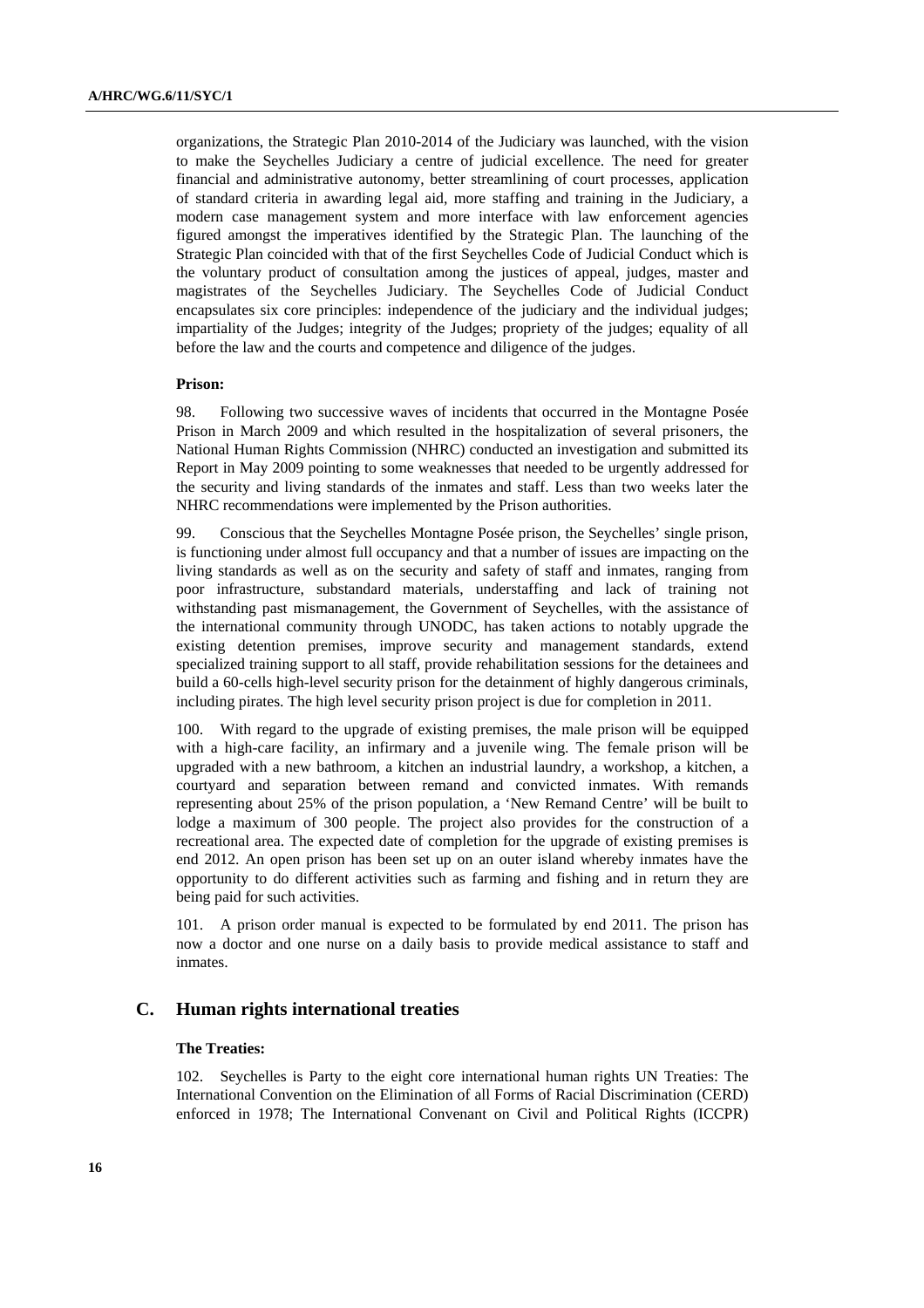organizations, the Strategic Plan 2010-2014 of the Judiciary was launched, with the vision to make the Seychelles Judiciary a centre of judicial excellence. The need for greater financial and administrative autonomy, better streamlining of court processes, application of standard criteria in awarding legal aid, more staffing and training in the Judiciary, a modern case management system and more interface with law enforcement agencies figured amongst the imperatives identified by the Strategic Plan. The launching of the Strategic Plan coincided with that of the first Seychelles Code of Judicial Conduct which is the voluntary product of consultation among the justices of appeal, judges, master and magistrates of the Seychelles Judiciary. The Seychelles Code of Judicial Conduct encapsulates six core principles: independence of the judiciary and the individual judges; impartiality of the Judges; integrity of the Judges; propriety of the judges; equality of all before the law and the courts and competence and diligence of the judges.

**Prison:**

98. Following two successive waves of incidents that occurred in the Montagne Posée Prison in March 2009 and which resulted in the hospitalization of several prisoners, the National Human Rights Commission (NHRC) conducted an investigation and submitted its Report in May 2009 pointing to some weaknesses that needed to be urgently addressed for the security and living standards of the inmates and staff. Less than two weeks later the NHRC recommendations were implemented by the Prison authorities.

99. Conscious that the Seychelles Montagne Posée prison, the Seychelles' single prison, is functioning under almost full occupancy and that a number of issues are impacting on the living standards as well as on the security and safety of staff and inmates, ranging from poor infrastructure, substandard materials, understaffing and lack of training not withstanding past mismanagement, the Government of Seychelles, with the assistance of the international community through UNODC, has taken actions to notably upgrade the existing detention premises, improve security and management standards, extend specialized training support to all staff, provide rehabilitation sessions for the detainees and build a 60-cells high-level security prison for the detainment of highly dangerous criminals, including pirates. The high level security prison project is due for completion in 2011.

100. With regard to the upgrade of existing premises, the male prison will be equipped with a high-care facility, an infirmary and a juvenile wing. The female prison will be upgraded with a new bathroom, a kitchen an industrial laundry, a workshop, a kitchen, a courtyard and separation between remand and convicted inmates. With remands representing about 25% of the prison population, a 'New Remand Centre' will be built to lodge a maximum of 300 people. The project also provides for the construction of a recreational area. The expected date of completion for the upgrade of existing premises is end 2012. An open prison has been set up on an outer island whereby inmates have the opportunity to do different activities such as farming and fishing and in return they are being paid for such activities.

101. A prison order manual is expected to be formulated by end 2011. The prison has now a doctor and one nurse on a daily basis to provide medical assistance to staff and inmates.

## C. Human rights international treaties

**The Treaties:**

102. Seychelles is Party to the eight core international human rights UN Treaties: The International Convention on the Elimination of all Forms of Racial Discrimination (CERD) enforced in 1978; The International Convenant on Civil and Political Rights (ICCPR)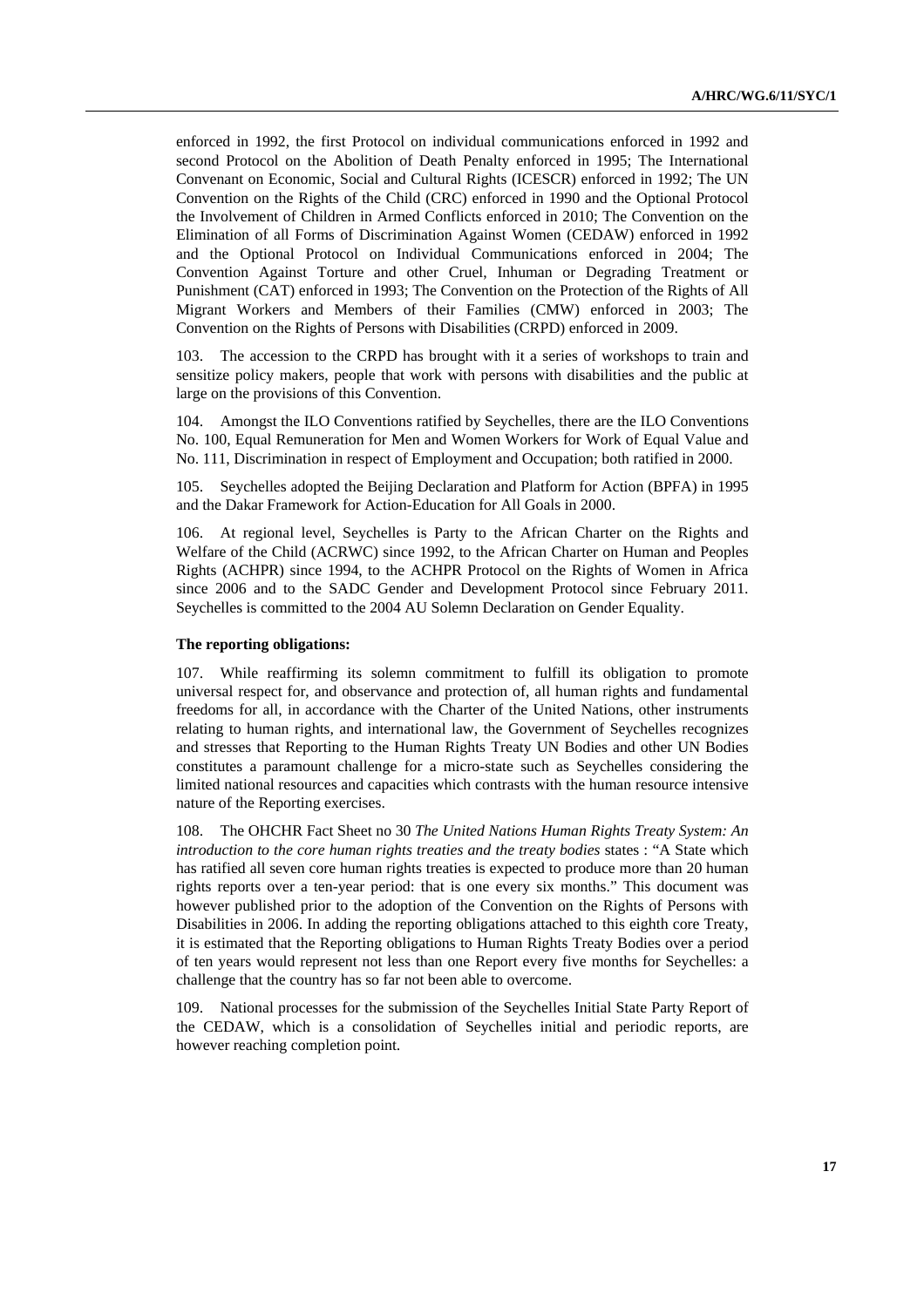enforced in 1992, the first Protocol on individual communications enforced in 1992 and second Protocol on the Abolition of Death Penalty enforced in 1995; The International Convenant on Economic, Social and Cultural Rights (ICESCR) enforced in 1992; The UN Convention on the Rights of the Child (CRC) enforced in 1990 and the Optional Protocol the Involvement of Children in Armed Conflicts enforced in 2010; The Convention on the Elimination of all Forms of Discrimination Against Women (CEDAW) enforced in 1992 and the Optional Protocol on Individual Communications enforced in 2004; The Convention Against Torture and other Cruel, Inhuman or Degrading Treatment or Punishment (CAT) enforced in 1993; The Convention on the Protection of the Rights of All Migrant Workers and Members of their Families (CMW) enforced in 2003; The Convention on the Rights of Persons with Disabilities (CRPD) enforced in 2009.

103. The accession to the CRPD has brought with it a series of workshops to train and sensitize policy makers, people that work with persons with disabilities and the public at large on the provisions of this Convention.

104. Amongst the ILO Conventions ratified by Seychelles, there are the ILO Conventions No. 100, Equal Remuneration for Men and Women Workers for Work of Equal Value and No. 111, Discrimination in respect of Employment and Occupation; both ratified in 2000.

105. Seychelles adopted the Beijing Declaration and Platform for Action (BPFA) in 1995 and the Dakar Framework for Action-Education for All Goals in 2000.

106. At regional level, Seychelles is Party to the African Charter on the Rights and Welfare of the Child (ACRWC) since 1992, to the African Charter on Human and Peoples Rights (ACHPR) since 1994, to the ACHPR Protocol on the Rights of Women in Africa since 2006 and to the SADC Gender and Development Protocol since February 2011. Seychelles is committed to the 2004 AU Solemn Declaration on Gender Equality.

**The reporting obligations:**

107. While reaffirming its solemn commitment to fulfill its obligation to promote universal respect for, and observance and protection of, all human rights and fundamental freedoms for all, in accordance with the Charter of the United Nations, other instruments relating to human rights, and international law, the Government of Seychelles recognizes and stresses that Reporting to the Human Rights Treaty UN Bodies and other UN Bodies constitutes a paramount challenge for a micro-state such as Seychelles considering the limited national resources and capacities which contrasts with the human resource intensive nature of the Reporting exercises.

108. The OHCHR Fact Sheet no 30 *The United Nations Human Rights Treaty System: An introduction to the core human rights treaties and the treaty bodies* states : "A State which has ratified all seven core human rights treaties is expected to produce more than 20 human rights reports over a ten-year period: that is one every six months." This document was however published prior to the adoption of the Convention on the Rights of Persons with Disabilities in 2006. In adding the reporting obligations attached to this eighth core Treaty, it is estimated that the Reporting obligations to Human Rights Treaty Bodies over a period of ten years would represent not less than one Report every five months for Seychelles: a challenge that the country has so far not been able to overcome.

109. National processes for the submission of the Seychelles Initial State Party Report of the CEDAW, which is a consolidation of Seychelles initial and periodic reports, are however reaching completion point.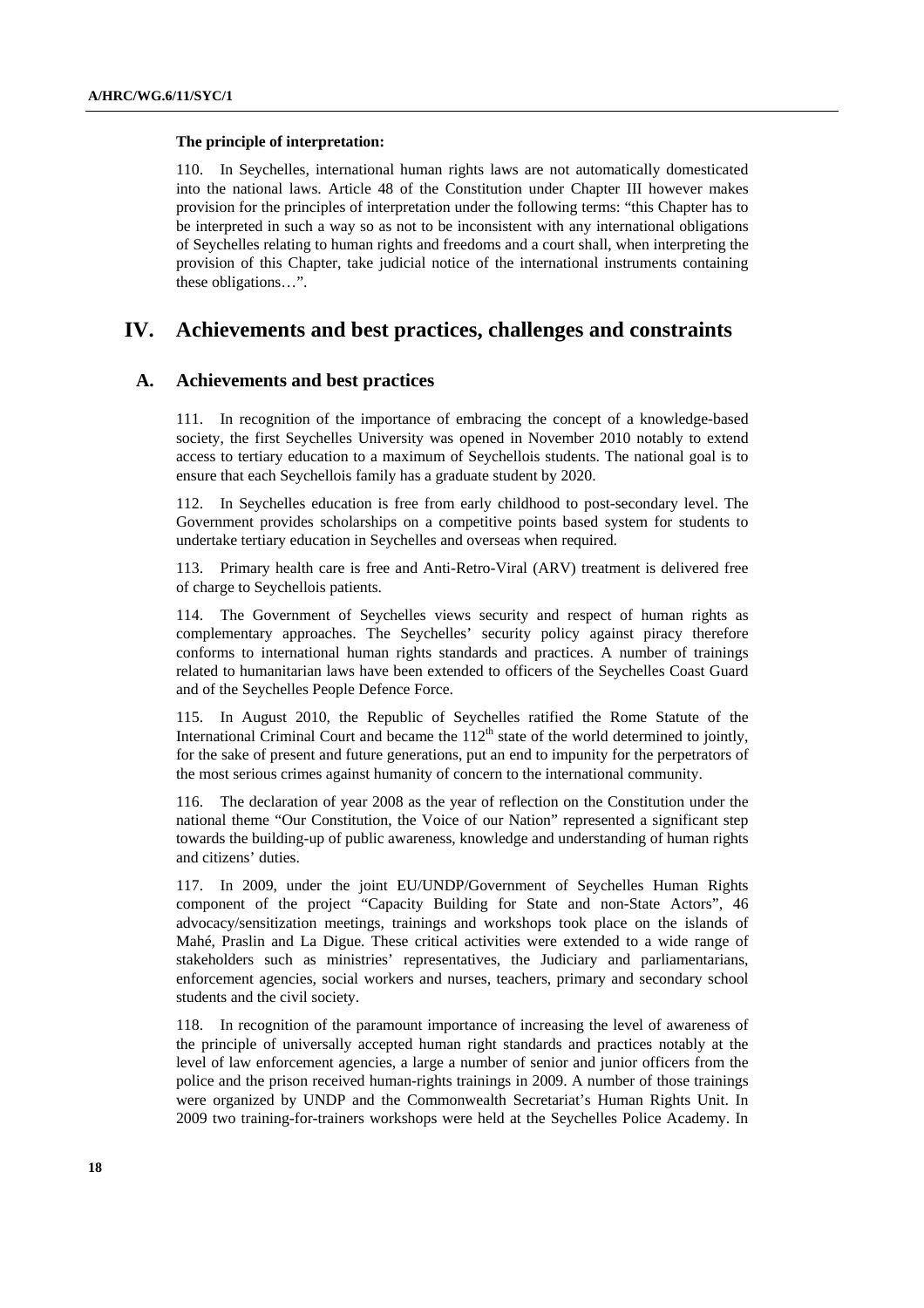**The principle of interpretation:**

110. In Seychelles, international human rights laws are not automatically domesticated into the national laws. Article 48 of the Constitution under Chapter III however makes provision for the principles of interpretation under the following terms: "this Chapter has to be interpreted in such a way so as not to be inconsistent with any international obligations of Seychelles relating to human rights and freedoms and a court shall, when interpreting the provision of this Chapter, take judicial notice of the international instruments containing these obligations…".

# IV. Achievements and best practices, challenges and constraints

## A. Achievements and best practices

111. In recognition of the importance of embracing the concept of a knowledge-based society, the first Seychelles University was opened in November 2010 notably to extend access to tertiary education to a maximum of Seychellois students. The national goal is to ensure that each Seychellois family has a graduate student by 2020.

112. In Seychelles education is free from early childhood to post-secondary level. The Government provides scholarships on a competitive points based system for students to undertake tertiary education in Seychelles and overseas when required.

113. Primary health care is free and Anti-Retro-Viral (ARV) treatment is delivered free of charge to Seychellois patients.

114. The Government of Seychelles views security and respect of human rights as complementary approaches. The Seychelles' security policy against piracy therefore conforms to international human rights standards and practices. A number of trainings related to humanitarian laws have been extended to officers of the Seychelles Coast Guard and of the Seychelles People Defence Force.

115. In August 2010, the Republic of Seychelles ratified the Rome Statute of the International Criminal Court and became the 112th state of the world determined to jointly, for the sake of present and future generations, put an end to impunity for the perpetrators of the most serious crimes against humanity of concern to the international community.

116. The declaration of year 2008 as the year of reflection on the Constitution under the national theme "Our Constitution, the Voice of our Nation" represented a significant step towards the building-up of public awareness, knowledge and understanding of human rights and citizens' duties.

117. In 2009, under the joint EU/UNDP/Government of Seychelles Human Rights component of the project "Capacity Building for State and non-State Actors", 46 advocacy/sensitization meetings, trainings and workshops took place on the islands of Mahé, Praslin and La Digue. These critical activities were extended to a wide range of stakeholders such as ministries' representatives, the Judiciary and parliamentarians, enforcement agencies, social workers and nurses, teachers, primary and secondary school students and the civil society.

118. In recognition of the paramount importance of increasing the level of awareness of the principle of universally accepted human right standards and practices notably at the level of law enforcement agencies, a large a number of senior and junior officers from the police and the prison received human-rights trainings in 2009. A number of those trainings were organized by UNDP and the Commonwealth Secretariat's Human Rights Unit. In 2009 two training-for-trainers workshops were held at the Seychelles Police Academy. In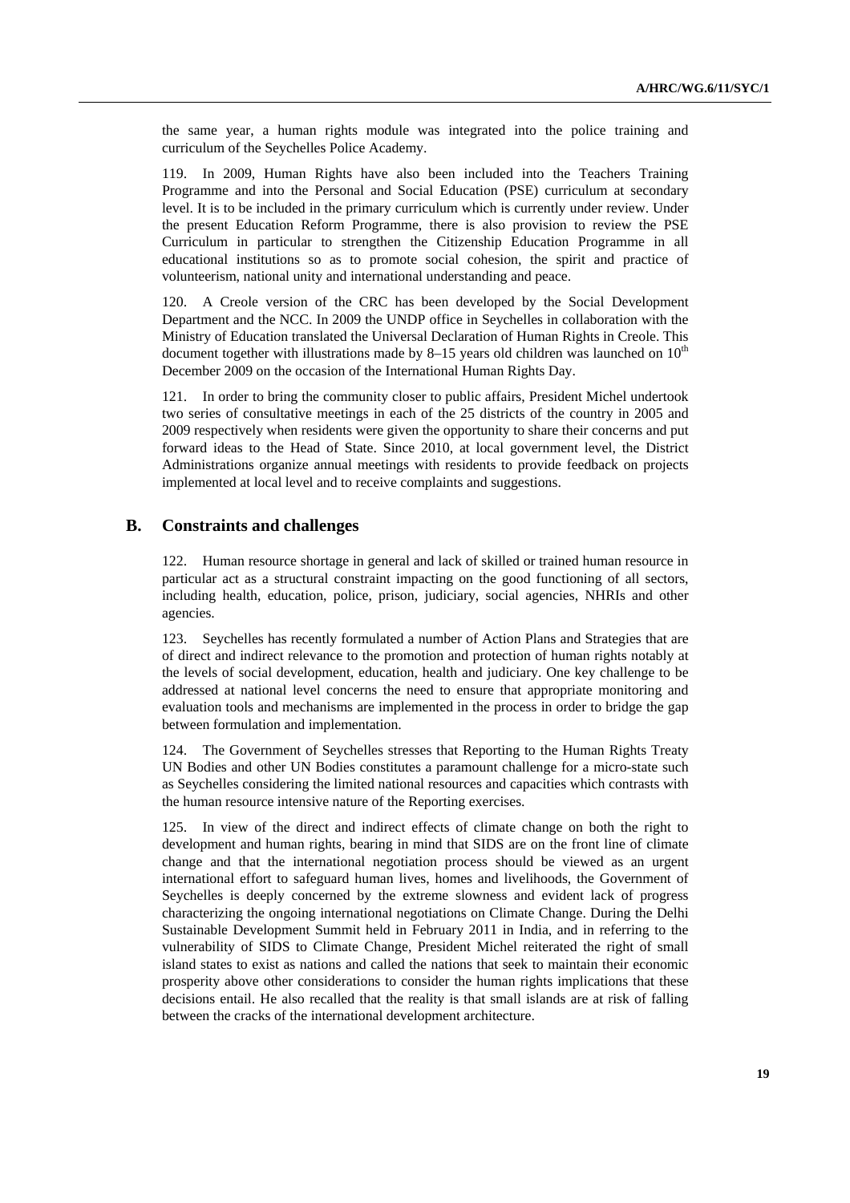the same year, a human rights module was integrated into the police training and curriculum of the Seychelles Police Academy.

119. In 2009, Human Rights have also been included into the Teachers Training Programme and into the Personal and Social Education (PSE) curriculum at secondary level. It is to be included in the primary curriculum which is currently under review. Under the present Education Reform Programme, there is also provision to review the PSE Curriculum in particular to strengthen the Citizenship Education Programme in all educational institutions so as to promote social cohesion, the spirit and practice of volunteerism, national unity and international understanding and peace.

120. A Creole version of the CRC has been developed by the Social Development Department and the NCC. In 2009 the UNDP office in Seychelles in collaboration with the Ministry of Education translated the Universal Declaration of Human Rights in Creole. This document together with illustrations made by 8–15 years old children was launched on 10th December 2009 on the occasion of the International Human Rights Day.

121. In order to bring the community closer to public affairs, President Michel undertook two series of consultative meetings in each of the 25 districts of the country in 2005 and 2009 respectively when residents were given the opportunity to share their concerns and put forward ideas to the Head of State. Since 2010, at local government level, the District Administrations organize annual meetings with residents to provide feedback on projects implemented at local level and to receive complaints and suggestions.

## B. Constraints and challenges

122. Human resource shortage in general and lack of skilled or trained human resource in particular act as a structural constraint impacting on the good functioning of all sectors, including health, education, police, prison, judiciary, social agencies, NHRIs and other agencies.

123. Seychelles has recently formulated a number of Action Plans and Strategies that are of direct and indirect relevance to the promotion and protection of human rights notably at the levels of social development, education, health and judiciary. One key challenge to be addressed at national level concerns the need to ensure that appropriate monitoring and evaluation tools and mechanisms are implemented in the process in order to bridge the gap between formulation and implementation.

124. The Government of Seychelles stresses that Reporting to the Human Rights Treaty UN Bodies and other UN Bodies constitutes a paramount challenge for a micro-state such as Seychelles considering the limited national resources and capacities which contrasts with the human resource intensive nature of the Reporting exercises.

125. In view of the direct and indirect effects of climate change on both the right to development and human rights, bearing in mind that SIDS are on the front line of climate change and that the international negotiation process should be viewed as an urgent international effort to safeguard human lives, homes and livelihoods, the Government of Seychelles is deeply concerned by the extreme slowness and evident lack of progress characterizing the ongoing international negotiations on Climate Change. During the Delhi Sustainable Development Summit held in February 2011 in India, and in referring to the vulnerability of SIDS to Climate Change, President Michel reiterated the right of small island states to exist as nations and called the nations that seek to maintain their economic prosperity above other considerations to consider the human rights implications that these decisions entail. He also recalled that the reality is that small islands are at risk of falling between the cracks of the international development architecture.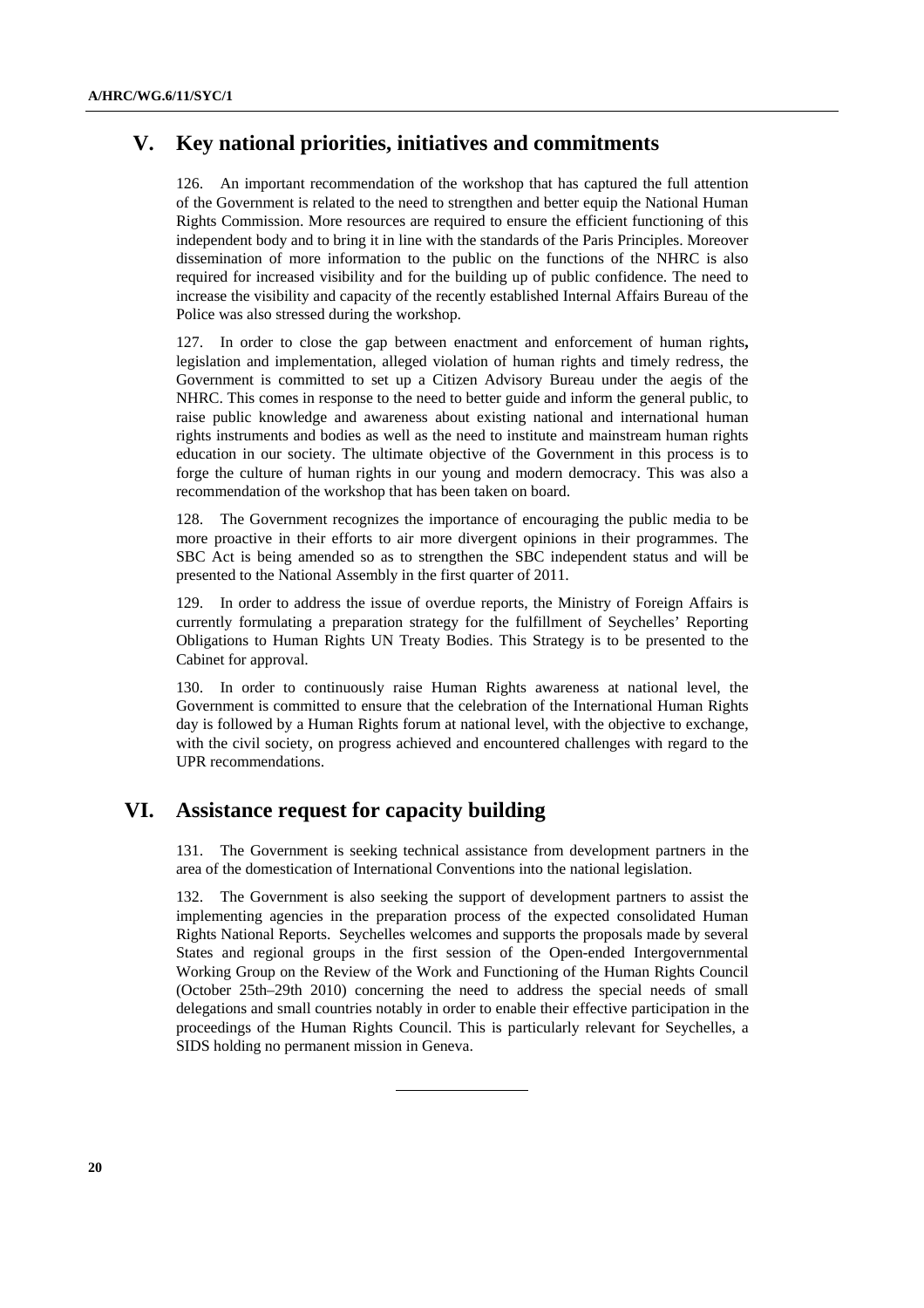## V. Key national priorities, initiatives and commitments

126. An important recommendation of the workshop that has captured the full attention of the Government is related to the need to strengthen and better equip the National Human Rights Commission. More resources are required to ensure the efficient functioning of this independent body and to bring it in line with the standards of the Paris Principles. Moreover dissemination of more information to the public on the functions of the NHRC is also required for increased visibility and for the building up of public confidence. The need to increase the visibility and capacity of the recently established Internal Affairs Bureau of the Police was also stressed during the workshop.

127. In order to close the gap between enactment and enforcement of human rights**,** legislation and implementation, alleged violation of human rights and timely redress, the Government is committed to set up a Citizen Advisory Bureau under the aegis of the NHRC. This comes in response to the need to better guide and inform the general public, to raise public knowledge and awareness about existing national and international human rights instruments and bodies as well as the need to institute and mainstream human rights education in our society. The ultimate objective of the Government in this process is to forge the culture of human rights in our young and modern democracy. This was also a recommendation of the workshop that has been taken on board.

128. The Government recognizes the importance of encouraging the public media to be more proactive in their efforts to air more divergent opinions in their programmes. The SBC Act is being amended so as to strengthen the SBC independent status and will be presented to the National Assembly in the first quarter of 2011.

129. In order to address the issue of overdue reports, the Ministry of Foreign Affairs is currently formulating a preparation strategy for the fulfillment of Seychelles' Reporting Obligations to Human Rights UN Treaty Bodies. This Strategy is to be presented to the Cabinet for approval.

130. In order to continuously raise Human Rights awareness at national level, the Government is committed to ensure that the celebration of the International Human Rights day is followed by a Human Rights forum at national level, with the objective to exchange, with the civil society, on progress achieved and encountered challenges with regard to the UPR recommendations.

## VI. Assistance request for capacity building

131. The Government is seeking technical assistance from development partners in the area of the domestication of International Conventions into the national legislation.

132. The Government is also seeking the support of development partners to assist the implementing agencies in the preparation process of the expected consolidated Human Rights National Reports. Seychelles welcomes and supports the proposals made by several States and regional groups in the first session of the Open-ended Intergovernmental Working Group on the Review of the Work and Functioning of the Human Rights Council (October 25th–29th 2010) concerning the need to address the special needs of small delegations and small countries notably in order to enable their effective participation in the proceedings of the Human Rights Council. This is particularly relevant for Seychelles, a SIDS holding no permanent mission in Geneva.